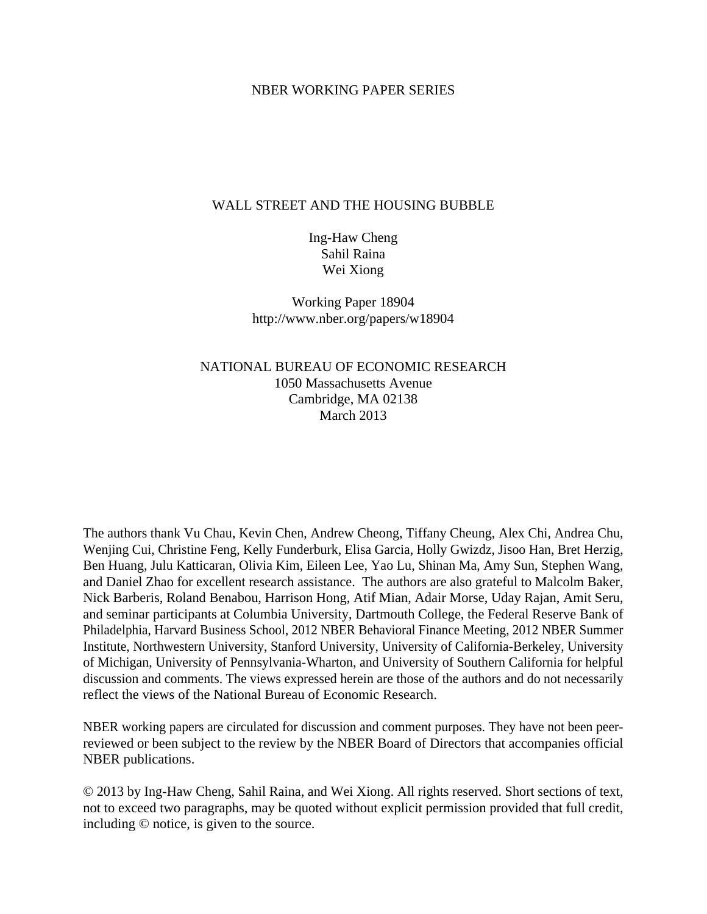NBER WORKING PAPER SERIES

# WALL STREET AND THE HOUSING BUBBLE

Ing-Haw Cheng
Sahil Raina
Wei Xiong

Working Paper 18904
http://www.nber.org/papers/w18904

NATIONAL BUREAU OF ECONOMIC RESEARCH
1050 Massachusetts Avenue
Cambridge, MA 02138
March 2013

The authors thank Vu Chau, Kevin Chen, Andrew Cheong, Tiffany Cheung, Alex Chi, Andrea Chu, Wenjing Cui, Christine Feng, Kelly Funderburk, Elisa Garcia, Holly Gwizdz, Jisoo Han, Bret Herzig, Ben Huang, Julu Katticaran, Olivia Kim, Eileen Lee, Yao Lu, Shinan Ma, Amy Sun, Stephen Wang, and Daniel Zhao for excellent research assistance. The authors are also grateful to Malcolm Baker, Nick Barberis, Roland Benabou, Harrison Hong, Atif Mian, Adair Morse, Uday Rajan, Amit Seru, and seminar participants at Columbia University, Dartmouth College, the Federal Reserve Bank of Philadelphia, Harvard Business School, 2012 NBER Behavioral Finance Meeting, 2012 NBER Summer Institute, Northwestern University, Stanford University, University of California-Berkeley, University of Michigan, University of Pennsylvania-Wharton, and University of Southern California for helpful discussion and comments. The views expressed herein are those of the authors and do not necessarily reflect the views of the National Bureau of Economic Research.

NBER working papers are circulated for discussion and comment purposes. They have not been peer-reviewed or been subject to the review by the NBER Board of Directors that accompanies official NBER publications.

© 2013 by Ing-Haw Cheng, Sahil Raina, and Wei Xiong. All rights reserved. Short sections of text, not to exceed two paragraphs, may be quoted without explicit permission provided that full credit, including © notice, is given to the source.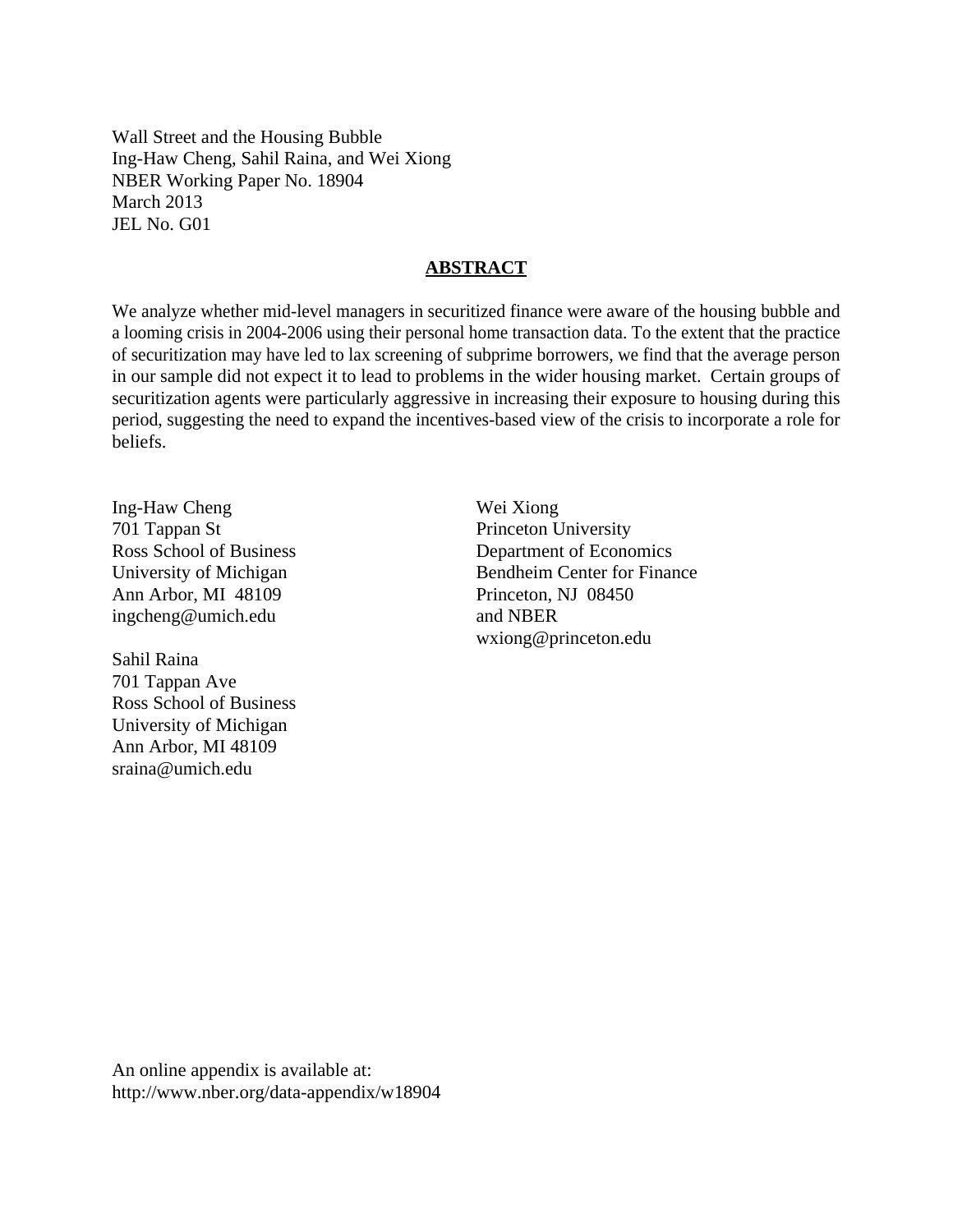Wall Street and the Housing Bubble
Ing-Haw Cheng, Sahil Raina, and Wei Xiong
NBER Working Paper No. 18904
March 2013
JEL No. G01

## ABSTRACT

We analyze whether mid-level managers in securitized finance were aware of the housing bubble and a looming crisis in 2004-2006 using their personal home transaction data. To the extent that the practice of securitization may have led to lax screening of subprime borrowers, we find that the average person in our sample did not expect it to lead to problems in the wider housing market. Certain groups of securitization agents were particularly aggressive in increasing their exposure to housing during this period, suggesting the need to expand the incentives-based view of the crisis to incorporate a role for beliefs.

Ing-Haw Cheng
701 Tappan St
Ross School of Business
University of Michigan
Ann Arbor, MI 48109
ingcheng@umich.edu

Sahil Raina
701 Tappan Ave
Ross School of Business
University of Michigan
Ann Arbor, MI 48109
sraina@umich.edu

Wei Xiong
Princeton University
Department of Economics
Bendheim Center for Finance
Princeton, NJ 08450
and NBER
wxiong@princeton.edu

An online appendix is available at:
http://www.nber.org/data-appendix/w18904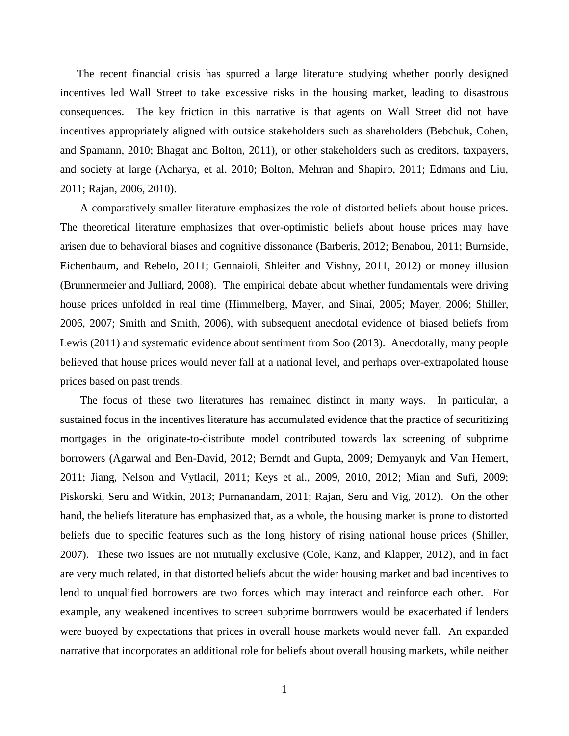The recent financial crisis has spurred a large literature studying whether poorly designed incentives led Wall Street to take excessive risks in the housing market, leading to disastrous consequences. The key friction in this narrative is that agents on Wall Street did not have incentives appropriately aligned with outside stakeholders such as shareholders (Bebchuk, Cohen, and Spamann, 2010; Bhagat and Bolton, 2011), or other stakeholders such as creditors, taxpayers, and society at large (Acharya, et al. 2010; Bolton, Mehran and Shapiro, 2011; Edmans and Liu, 2011; Rajan, 2006, 2010).

A comparatively smaller literature emphasizes the role of distorted beliefs about house prices. The theoretical literature emphasizes that over-optimistic beliefs about house prices may have arisen due to behavioral biases and cognitive dissonance (Barberis, 2012; Benabou, 2011; Burnside, Eichenbaum, and Rebelo, 2011; Gennaioli, Shleifer and Vishny, 2011, 2012) or money illusion (Brunnermeier and Julliard, 2008). The empirical debate about whether fundamentals were driving house prices unfolded in real time (Himmelberg, Mayer, and Sinai, 2005; Mayer, 2006; Shiller, 2006, 2007; Smith and Smith, 2006), with subsequent anecdotal evidence of biased beliefs from Lewis (2011) and systematic evidence about sentiment from Soo (2013). Anecdotally, many people believed that house prices would never fall at a national level, and perhaps over-extrapolated house prices based on past trends.

The focus of these two literatures has remained distinct in many ways. In particular, a sustained focus in the incentives literature has accumulated evidence that the practice of securitizing mortgages in the originate-to-distribute model contributed towards lax screening of subprime borrowers (Agarwal and Ben-David, 2012; Berndt and Gupta, 2009; Demyanyk and Van Hemert, 2011; Jiang, Nelson and Vytlacil, 2011; Keys et al., 2009, 2010, 2012; Mian and Sufi, 2009; Piskorski, Seru and Witkin, 2013; Purnanandam, 2011; Rajan, Seru and Vig, 2012). On the other hand, the beliefs literature has emphasized that, as a whole, the housing market is prone to distorted beliefs due to specific features such as the long history of rising national house prices (Shiller, 2007). These two issues are not mutually exclusive (Cole, Kanz, and Klapper, 2012), and in fact are very much related, in that distorted beliefs about the wider housing market and bad incentives to lend to unqualified borrowers are two forces which may interact and reinforce each other. For example, any weakened incentives to screen subprime borrowers would be exacerbated if lenders were buoyed by expectations that prices in overall house markets would never fall. An expanded narrative that incorporates an additional role for beliefs about overall housing markets, while neither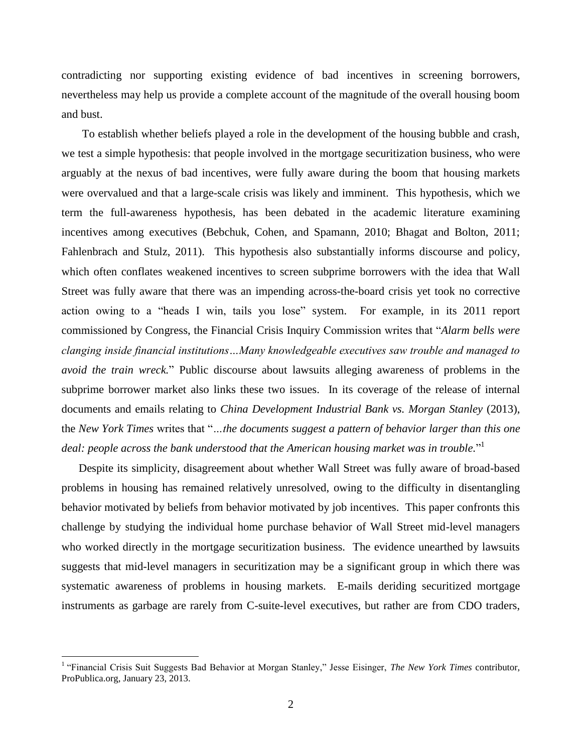contradicting nor supporting existing evidence of bad incentives in screening borrowers, nevertheless may help us provide a complete account of the magnitude of the overall housing boom and bust.

To establish whether beliefs played a role in the development of the housing bubble and crash, we test a simple hypothesis: that people involved in the mortgage securitization business, who were arguably at the nexus of bad incentives, were fully aware during the boom that housing markets were overvalued and that a large-scale crisis was likely and imminent. This hypothesis, which we term the full-awareness hypothesis, has been debated in the academic literature examining incentives among executives (Bebchuk, Cohen, and Spamann, 2010; Bhagat and Bolton, 2011; Fahlenbrach and Stulz, 2011). This hypothesis also substantially informs discourse and policy, which often conflates weakened incentives to screen subprime borrowers with the idea that Wall Street was fully aware that there was an impending across-the-board crisis yet took no corrective action owing to a "heads I win, tails you lose" system. For example, in its 2011 report commissioned by Congress, the Financial Crisis Inquiry Commission writes that "*Alarm bells were clanging inside financial institutions…Many knowledgeable executives saw trouble and managed to avoid the train wreck.*" Public discourse about lawsuits alleging awareness of problems in the subprime borrower market also links these two issues. In its coverage of the release of internal documents and emails relating to *China Development Industrial Bank vs. Morgan Stanley* (2013), the *New York Times* writes that "*…the documents suggest a pattern of behavior larger than this one deal: people across the bank understood that the American housing market was in trouble.*"[1]

Despite its simplicity, disagreement about whether Wall Street was fully aware of broad-based problems in housing has remained relatively unresolved, owing to the difficulty in disentangling behavior motivated by beliefs from behavior motivated by job incentives. This paper confronts this challenge by studying the individual home purchase behavior of Wall Street mid-level managers who worked directly in the mortgage securitization business. The evidence unearthed by lawsuits suggests that mid-level managers in securitization may be a significant group in which there was systematic awareness of problems in housing markets. E-mails deriding securitized mortgage instruments as garbage are rarely from C-suite-level executives, but rather are from CDO traders,

[1] "Financial Crisis Suit Suggests Bad Behavior at Morgan Stanley," Jesse Eisinger, *The New York Times* contributor, ProPublica.org, January 23, 2013.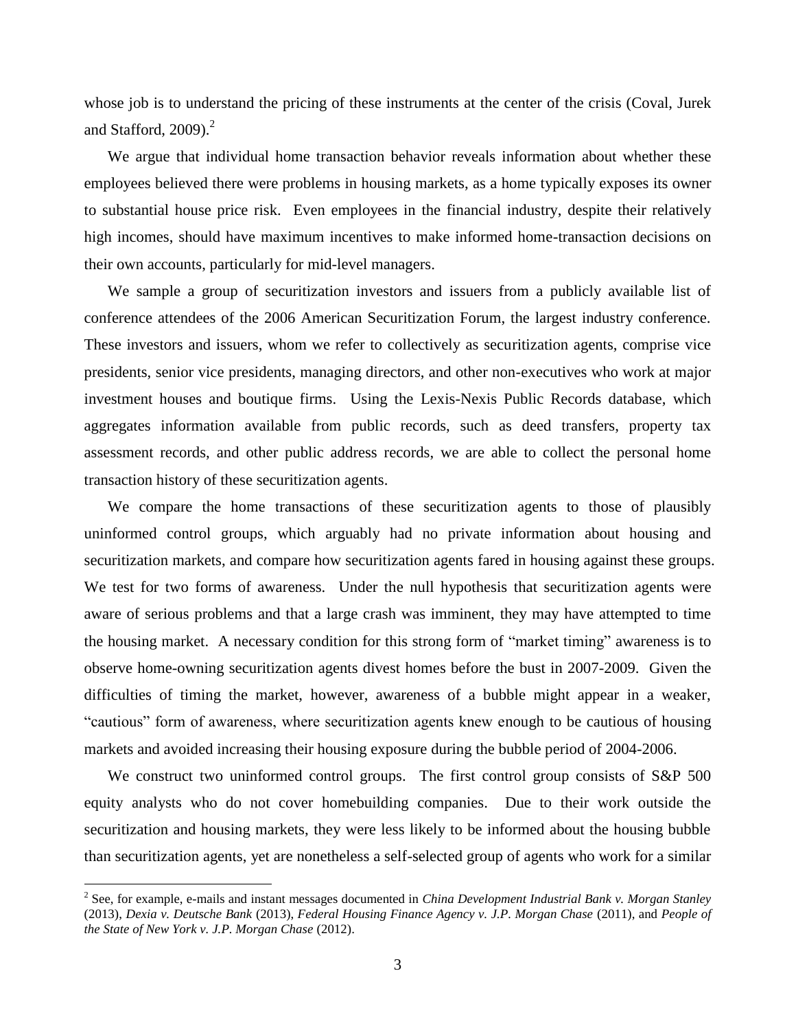whose job is to understand the pricing of these instruments at the center of the crisis (Coval, Jurek and Stafford, 2009).[2]

We argue that individual home transaction behavior reveals information about whether these employees believed there were problems in housing markets, as a home typically exposes its owner to substantial house price risk. Even employees in the financial industry, despite their relatively high incomes, should have maximum incentives to make informed home-transaction decisions on their own accounts, particularly for mid-level managers.

We sample a group of securitization investors and issuers from a publicly available list of conference attendees of the 2006 American Securitization Forum, the largest industry conference. These investors and issuers, whom we refer to collectively as securitization agents, comprise vice presidents, senior vice presidents, managing directors, and other non-executives who work at major investment houses and boutique firms. Using the Lexis-Nexis Public Records database, which aggregates information available from public records, such as deed transfers, property tax assessment records, and other public address records, we are able to collect the personal home transaction history of these securitization agents.

We compare the home transactions of these securitization agents to those of plausibly uninformed control groups, which arguably had no private information about housing and securitization markets, and compare how securitization agents fared in housing against these groups. We test for two forms of awareness. Under the null hypothesis that securitization agents were aware of serious problems and that a large crash was imminent, they may have attempted to time the housing market. A necessary condition for this strong form of "market timing" awareness is to observe home-owning securitization agents divest homes before the bust in 2007-2009. Given the difficulties of timing the market, however, awareness of a bubble might appear in a weaker, "cautious" form of awareness, where securitization agents knew enough to be cautious of housing markets and avoided increasing their housing exposure during the bubble period of 2004-2006.

We construct two uninformed control groups. The first control group consists of S&P 500 equity analysts who do not cover homebuilding companies. Due to their work outside the securitization and housing markets, they were less likely to be informed about the housing bubble than securitization agents, yet are nonetheless a self-selected group of agents who work for a similar

[2] See, for example, e-mails and instant messages documented in *China Development Industrial Bank v. Morgan Stanley* (2013), *Dexia v. Deutsche Bank* (2013), *Federal Housing Finance Agency v. J.P. Morgan Chase* (2011), and *People of the State of New York v. J.P. Morgan Chase* (2012).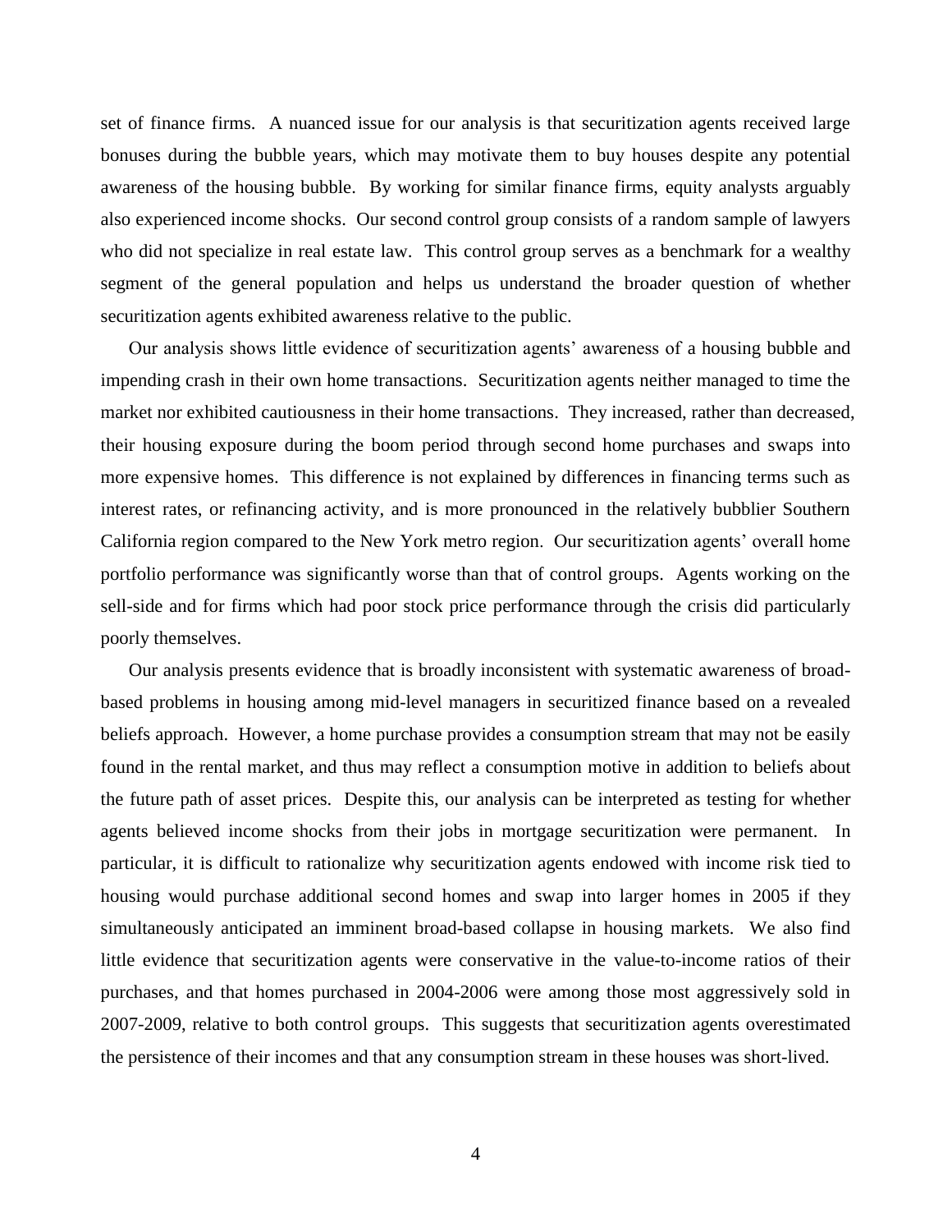set of finance firms. A nuanced issue for our analysis is that securitization agents received large bonuses during the bubble years, which may motivate them to buy houses despite any potential awareness of the housing bubble. By working for similar finance firms, equity analysts arguably also experienced income shocks. Our second control group consists of a random sample of lawyers who did not specialize in real estate law. This control group serves as a benchmark for a wealthy segment of the general population and helps us understand the broader question of whether securitization agents exhibited awareness relative to the public.

Our analysis shows little evidence of securitization agents' awareness of a housing bubble and impending crash in their own home transactions. Securitization agents neither managed to time the market nor exhibited cautiousness in their home transactions. They increased, rather than decreased, their housing exposure during the boom period through second home purchases and swaps into more expensive homes. This difference is not explained by differences in financing terms such as interest rates, or refinancing activity, and is more pronounced in the relatively bubblier Southern California region compared to the New York metro region. Our securitization agents' overall home portfolio performance was significantly worse than that of control groups. Agents working on the sell-side and for firms which had poor stock price performance through the crisis did particularly poorly themselves.

Our analysis presents evidence that is broadly inconsistent with systematic awareness of broad-based problems in housing among mid-level managers in securitized finance based on a revealed beliefs approach. However, a home purchase provides a consumption stream that may not be easily found in the rental market, and thus may reflect a consumption motive in addition to beliefs about the future path of asset prices. Despite this, our analysis can be interpreted as testing for whether agents believed income shocks from their jobs in mortgage securitization were permanent. In particular, it is difficult to rationalize why securitization agents endowed with income risk tied to housing would purchase additional second homes and swap into larger homes in 2005 if they simultaneously anticipated an imminent broad-based collapse in housing markets. We also find little evidence that securitization agents were conservative in the value-to-income ratios of their purchases, and that homes purchased in 2004-2006 were among those most aggressively sold in 2007-2009, relative to both control groups. This suggests that securitization agents overestimated the persistence of their incomes and that any consumption stream in these houses was short-lived.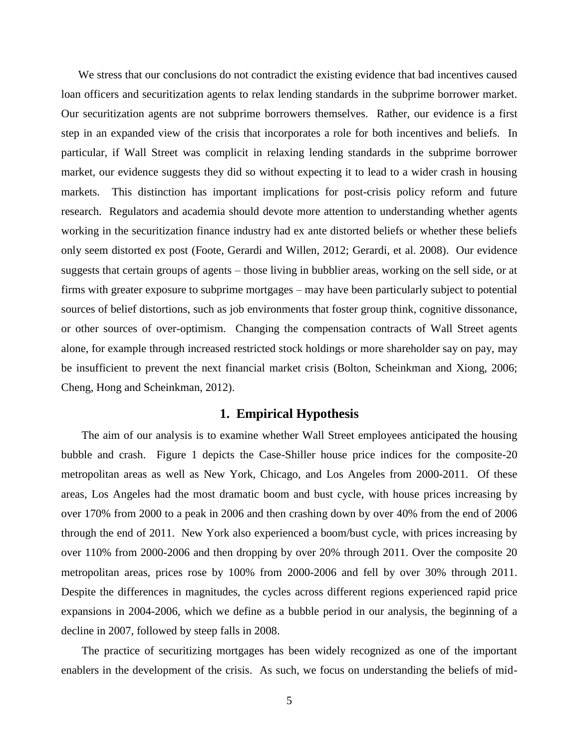We stress that our conclusions do not contradict the existing evidence that bad incentives caused loan officers and securitization agents to relax lending standards in the subprime borrower market. Our securitization agents are not subprime borrowers themselves. Rather, our evidence is a first step in an expanded view of the crisis that incorporates a role for both incentives and beliefs. In particular, if Wall Street was complicit in relaxing lending standards in the subprime borrower market, our evidence suggests they did so without expecting it to lead to a wider crash in housing markets. This distinction has important implications for post-crisis policy reform and future research. Regulators and academia should devote more attention to understanding whether agents working in the securitization finance industry had ex ante distorted beliefs or whether these beliefs only seem distorted ex post (Foote, Gerardi and Willen, 2012; Gerardi, et al. 2008). Our evidence suggests that certain groups of agents – those living in bubblier areas, working on the sell side, or at firms with greater exposure to subprime mortgages – may have been particularly subject to potential sources of belief distortions, such as job environments that foster group think, cognitive dissonance, or other sources of over-optimism. Changing the compensation contracts of Wall Street agents alone, for example through increased restricted stock holdings or more shareholder say on pay, may be insufficient to prevent the next financial market crisis (Bolton, Scheinkman and Xiong, 2006; Cheng, Hong and Scheinkman, 2012).

## 1. Empirical Hypothesis

The aim of our analysis is to examine whether Wall Street employees anticipated the housing bubble and crash. Figure 1 depicts the Case-Shiller house price indices for the composite-20 metropolitan areas as well as New York, Chicago, and Los Angeles from 2000-2011. Of these areas, Los Angeles had the most dramatic boom and bust cycle, with house prices increasing by over 170% from 2000 to a peak in 2006 and then crashing down by over 40% from the end of 2006 through the end of 2011. New York also experienced a boom/bust cycle, with prices increasing by over 110% from 2000-2006 and then dropping by over 20% through 2011. Over the composite 20 metropolitan areas, prices rose by 100% from 2000-2006 and fell by over 30% through 2011. Despite the differences in magnitudes, the cycles across different regions experienced rapid price expansions in 2004-2006, which we define as a bubble period in our analysis, the beginning of a decline in 2007, followed by steep falls in 2008.

The practice of securitizing mortgages has been widely recognized as one of the important enablers in the development of the crisis. As such, we focus on understanding the beliefs of mid-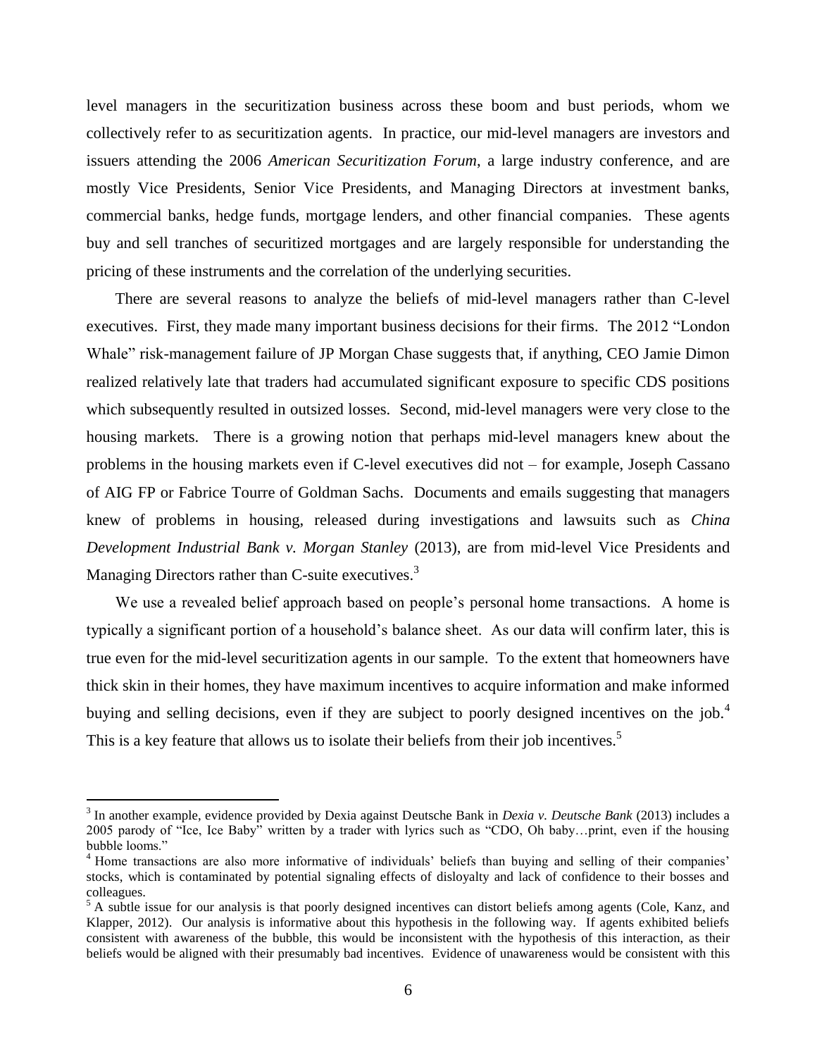level managers in the securitization business across these boom and bust periods, whom we collectively refer to as securitization agents. In practice, our mid-level managers are investors and issuers attending the 2006 *American Securitization Forum*, a large industry conference, and are mostly Vice Presidents, Senior Vice Presidents, and Managing Directors at investment banks, commercial banks, hedge funds, mortgage lenders, and other financial companies. These agents buy and sell tranches of securitized mortgages and are largely responsible for understanding the pricing of these instruments and the correlation of the underlying securities.

There are several reasons to analyze the beliefs of mid-level managers rather than C-level executives. First, they made many important business decisions for their firms. The 2012 "London Whale" risk-management failure of JP Morgan Chase suggests that, if anything, CEO Jamie Dimon realized relatively late that traders had accumulated significant exposure to specific CDS positions which subsequently resulted in outsized losses. Second, mid-level managers were very close to the housing markets. There is a growing notion that perhaps mid-level managers knew about the problems in the housing markets even if C-level executives did not – for example, Joseph Cassano of AIG FP or Fabrice Tourre of Goldman Sachs. Documents and emails suggesting that managers knew of problems in housing, released during investigations and lawsuits such as *China Development Industrial Bank v. Morgan Stanley* (2013), are from mid-level Vice Presidents and Managing Directors rather than C-suite executives.[3]

We use a revealed belief approach based on people's personal home transactions. A home is typically a significant portion of a household's balance sheet. As our data will confirm later, this is true even for the mid-level securitization agents in our sample. To the extent that homeowners have thick skin in their homes, they have maximum incentives to acquire information and make informed buying and selling decisions, even if they are subject to poorly designed incentives on the job.[4] This is a key feature that allows us to isolate their beliefs from their job incentives.[5]

[3] In another example, evidence provided by Dexia against Deutsche Bank in *Dexia v. Deutsche Bank* (2013) includes a 2005 parody of "Ice, Ice Baby" written by a trader with lyrics such as "CDO, Oh baby…print, even if the housing bubble looms."

[4] Home transactions are also more informative of individuals' beliefs than buying and selling of their companies' stocks, which is contaminated by potential signaling effects of disloyalty and lack of confidence to their bosses and colleagues.

[5] A subtle issue for our analysis is that poorly designed incentives can distort beliefs among agents (Cole, Kanz, and Klapper, 2012). Our analysis is informative about this hypothesis in the following way. If agents exhibited beliefs consistent with awareness of the bubble, this would be inconsistent with the hypothesis of this interaction, as their beliefs would be aligned with their presumably bad incentives. Evidence of unawareness would be consistent with this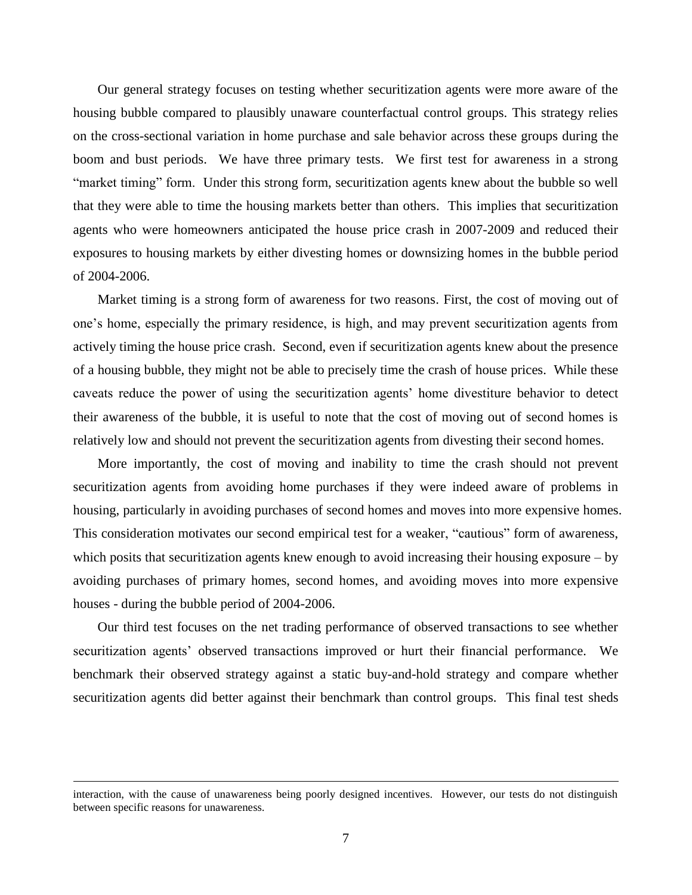Our general strategy focuses on testing whether securitization agents were more aware of the housing bubble compared to plausibly unaware counterfactual control groups. This strategy relies on the cross-sectional variation in home purchase and sale behavior across these groups during the boom and bust periods. We have three primary tests. We first test for awareness in a strong "market timing" form. Under this strong form, securitization agents knew about the bubble so well that they were able to time the housing markets better than others. This implies that securitization agents who were homeowners anticipated the house price crash in 2007-2009 and reduced their exposures to housing markets by either divesting homes or downsizing homes in the bubble period of 2004-2006.

Market timing is a strong form of awareness for two reasons. First, the cost of moving out of one's home, especially the primary residence, is high, and may prevent securitization agents from actively timing the house price crash. Second, even if securitization agents knew about the presence of a housing bubble, they might not be able to precisely time the crash of house prices. While these caveats reduce the power of using the securitization agents' home divestiture behavior to detect their awareness of the bubble, it is useful to note that the cost of moving out of second homes is relatively low and should not prevent the securitization agents from divesting their second homes.

More importantly, the cost of moving and inability to time the crash should not prevent securitization agents from avoiding home purchases if they were indeed aware of problems in housing, particularly in avoiding purchases of second homes and moves into more expensive homes. This consideration motivates our second empirical test for a weaker, "cautious" form of awareness, which posits that securitization agents knew enough to avoid increasing their housing exposure – by avoiding purchases of primary homes, second homes, and avoiding moves into more expensive houses - during the bubble period of 2004-2006.

Our third test focuses on the net trading performance of observed transactions to see whether securitization agents' observed transactions improved or hurt their financial performance. We benchmark their observed strategy against a static buy-and-hold strategy and compare whether securitization agents did better against their benchmark than control groups. This final test sheds

---

interaction, with the cause of unawareness being poorly designed incentives. However, our tests do not distinguish between specific reasons for unawareness.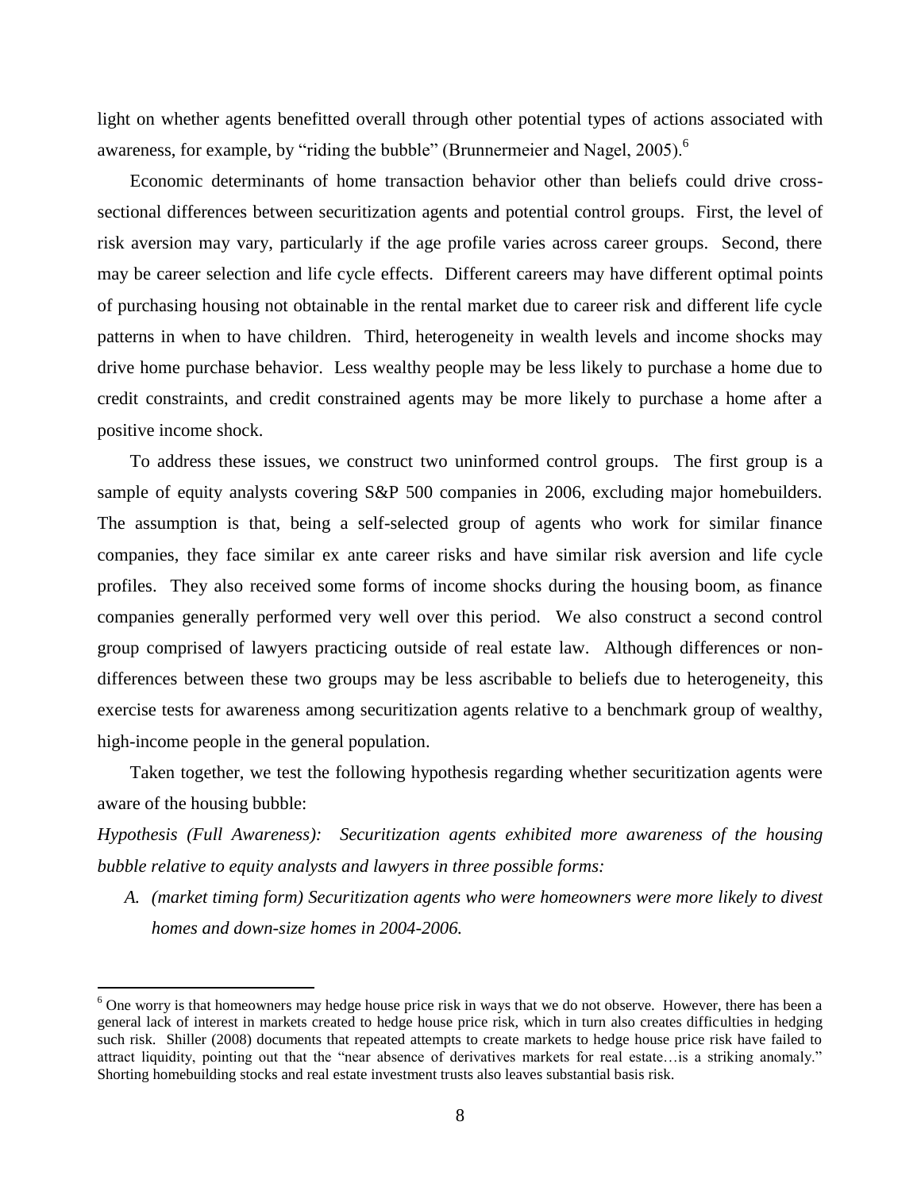light on whether agents benefitted overall through other potential types of actions associated with awareness, for example, by "riding the bubble" (Brunnermeier and Nagel, 2005).[6]

Economic determinants of home transaction behavior other than beliefs could drive cross-sectional differences between securitization agents and potential control groups. First, the level of risk aversion may vary, particularly if the age profile varies across career groups. Second, there may be career selection and life cycle effects. Different careers may have different optimal points of purchasing housing not obtainable in the rental market due to career risk and different life cycle patterns in when to have children. Third, heterogeneity in wealth levels and income shocks may drive home purchase behavior. Less wealthy people may be less likely to purchase a home due to credit constraints, and credit constrained agents may be more likely to purchase a home after a positive income shock.

To address these issues, we construct two uninformed control groups. The first group is a sample of equity analysts covering S&P 500 companies in 2006, excluding major homebuilders. The assumption is that, being a self-selected group of agents who work for similar finance companies, they face similar ex ante career risks and have similar risk aversion and life cycle profiles. They also received some forms of income shocks during the housing boom, as finance companies generally performed very well over this period. We also construct a second control group comprised of lawyers practicing outside of real estate law. Although differences or non-differences between these two groups may be less ascribable to beliefs due to heterogeneity, this exercise tests for awareness among securitization agents relative to a benchmark group of wealthy, high-income people in the general population.

Taken together, we test the following hypothesis regarding whether securitization agents were aware of the housing bubble:

*Hypothesis (Full Awareness): Securitization agents exhibited more awareness of the housing bubble relative to equity analysts and lawyers in three possible forms:*

A. *(market timing form) Securitization agents who were homeowners were more likely to divest homes and down-size homes in 2004-2006.*

[6] One worry is that homeowners may hedge house price risk in ways that we do not observe. However, there has been a general lack of interest in markets created to hedge house price risk, which in turn also creates difficulties in hedging such risk. Shiller (2008) documents that repeated attempts to create markets to hedge house price risk have failed to attract liquidity, pointing out that the "near absence of derivatives markets for real estate…is a striking anomaly." Shorting homebuilding stocks and real estate investment trusts also leaves substantial basis risk.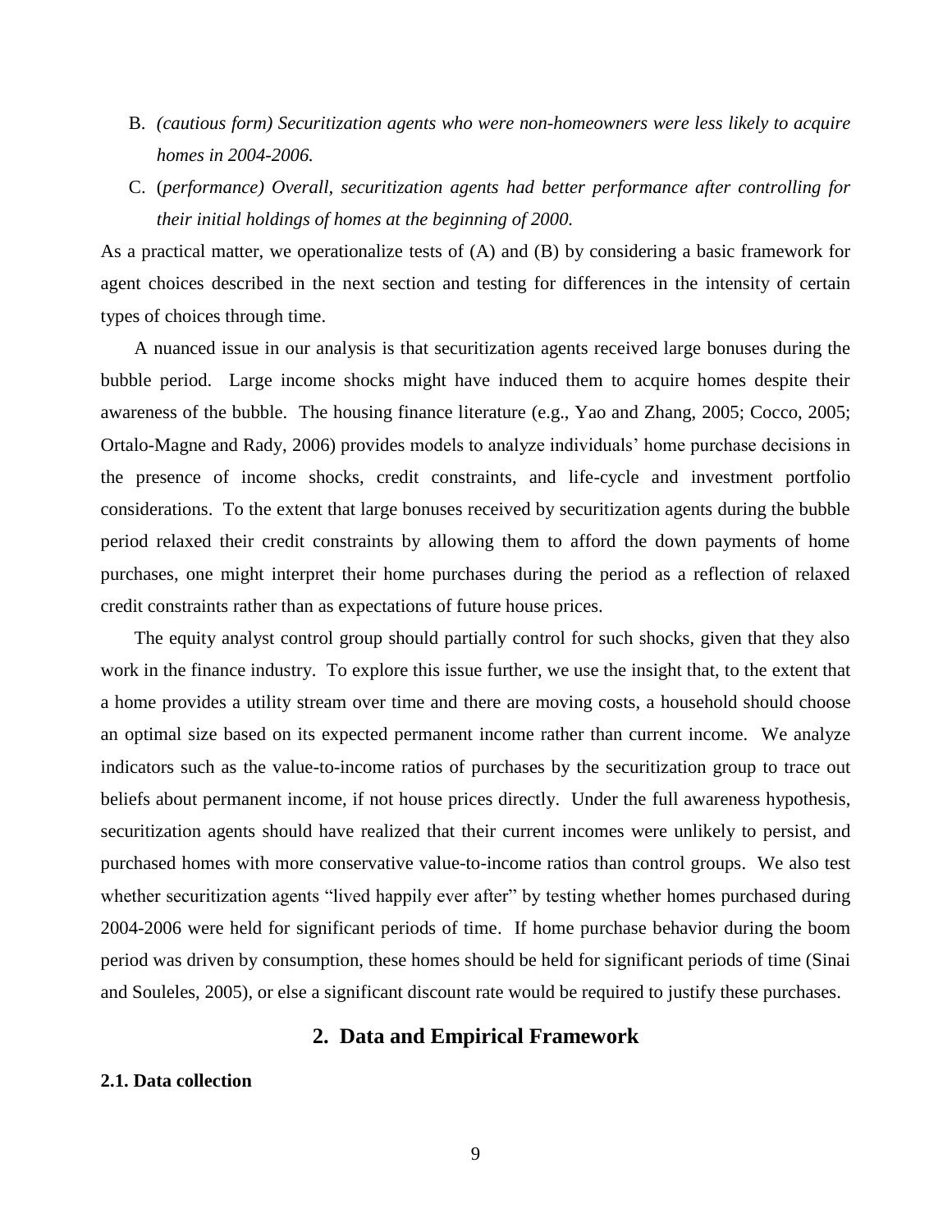B. *(cautious form) Securitization agents who were non-homeowners were less likely to acquire homes in 2004-2006.*

C. (*performance) Overall, securitization agents had better performance after controlling for their initial holdings of homes at the beginning of 2000.*

As a practical matter, we operationalize tests of (A) and (B) by considering a basic framework for agent choices described in the next section and testing for differences in the intensity of certain types of choices through time.

A nuanced issue in our analysis is that securitization agents received large bonuses during the bubble period. Large income shocks might have induced them to acquire homes despite their awareness of the bubble. The housing finance literature (e.g., Yao and Zhang, 2005; Cocco, 2005; Ortalo-Magne and Rady, 2006) provides models to analyze individuals' home purchase decisions in the presence of income shocks, credit constraints, and life-cycle and investment portfolio considerations. To the extent that large bonuses received by securitization agents during the bubble period relaxed their credit constraints by allowing them to afford the down payments of home purchases, one might interpret their home purchases during the period as a reflection of relaxed credit constraints rather than as expectations of future house prices.

The equity analyst control group should partially control for such shocks, given that they also work in the finance industry. To explore this issue further, we use the insight that, to the extent that a home provides a utility stream over time and there are moving costs, a household should choose an optimal size based on its expected permanent income rather than current income. We analyze indicators such as the value-to-income ratios of purchases by the securitization group to trace out beliefs about permanent income, if not house prices directly. Under the full awareness hypothesis, securitization agents should have realized that their current incomes were unlikely to persist, and purchased homes with more conservative value-to-income ratios than control groups. We also test whether securitization agents "lived happily ever after" by testing whether homes purchased during 2004-2006 were held for significant periods of time. If home purchase behavior during the boom period was driven by consumption, these homes should be held for significant periods of time (Sinai and Souleles, 2005), or else a significant discount rate would be required to justify these purchases.

## 2. Data and Empirical Framework

### 2.1. Data collection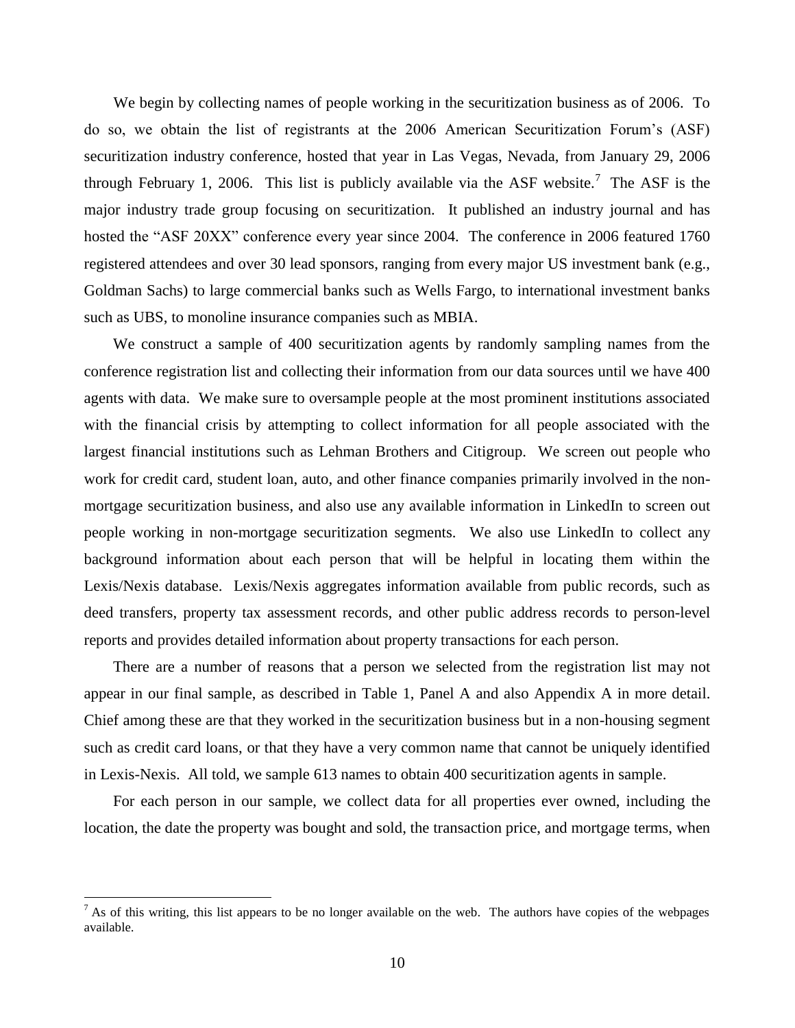We begin by collecting names of people working in the securitization business as of 2006. To do so, we obtain the list of registrants at the 2006 American Securitization Forum's (ASF) securitization industry conference, hosted that year in Las Vegas, Nevada, from January 29, 2006 through February 1, 2006. This list is publicly available via the ASF website.[7] The ASF is the major industry trade group focusing on securitization. It published an industry journal and has hosted the "ASF 20XX" conference every year since 2004. The conference in 2006 featured 1760 registered attendees and over 30 lead sponsors, ranging from every major US investment bank (e.g., Goldman Sachs) to large commercial banks such as Wells Fargo, to international investment banks such as UBS, to monoline insurance companies such as MBIA.

We construct a sample of 400 securitization agents by randomly sampling names from the conference registration list and collecting their information from our data sources until we have 400 agents with data. We make sure to oversample people at the most prominent institutions associated with the financial crisis by attempting to collect information for all people associated with the largest financial institutions such as Lehman Brothers and Citigroup. We screen out people who work for credit card, student loan, auto, and other finance companies primarily involved in the non-mortgage securitization business, and also use any available information in LinkedIn to screen out people working in non-mortgage securitization segments. We also use LinkedIn to collect any background information about each person that will be helpful in locating them within the Lexis/Nexis database. Lexis/Nexis aggregates information available from public records, such as deed transfers, property tax assessment records, and other public address records to person-level reports and provides detailed information about property transactions for each person.

There are a number of reasons that a person we selected from the registration list may not appear in our final sample, as described in Table 1, Panel A and also Appendix A in more detail. Chief among these are that they worked in the securitization business but in a non-housing segment such as credit card loans, or that they have a very common name that cannot be uniquely identified in Lexis-Nexis. All told, we sample 613 names to obtain 400 securitization agents in sample.

For each person in our sample, we collect data for all properties ever owned, including the location, the date the property was bought and sold, the transaction price, and mortgage terms, when

[7] As of this writing, this list appears to be no longer available on the web. The authors have copies of the webpages available.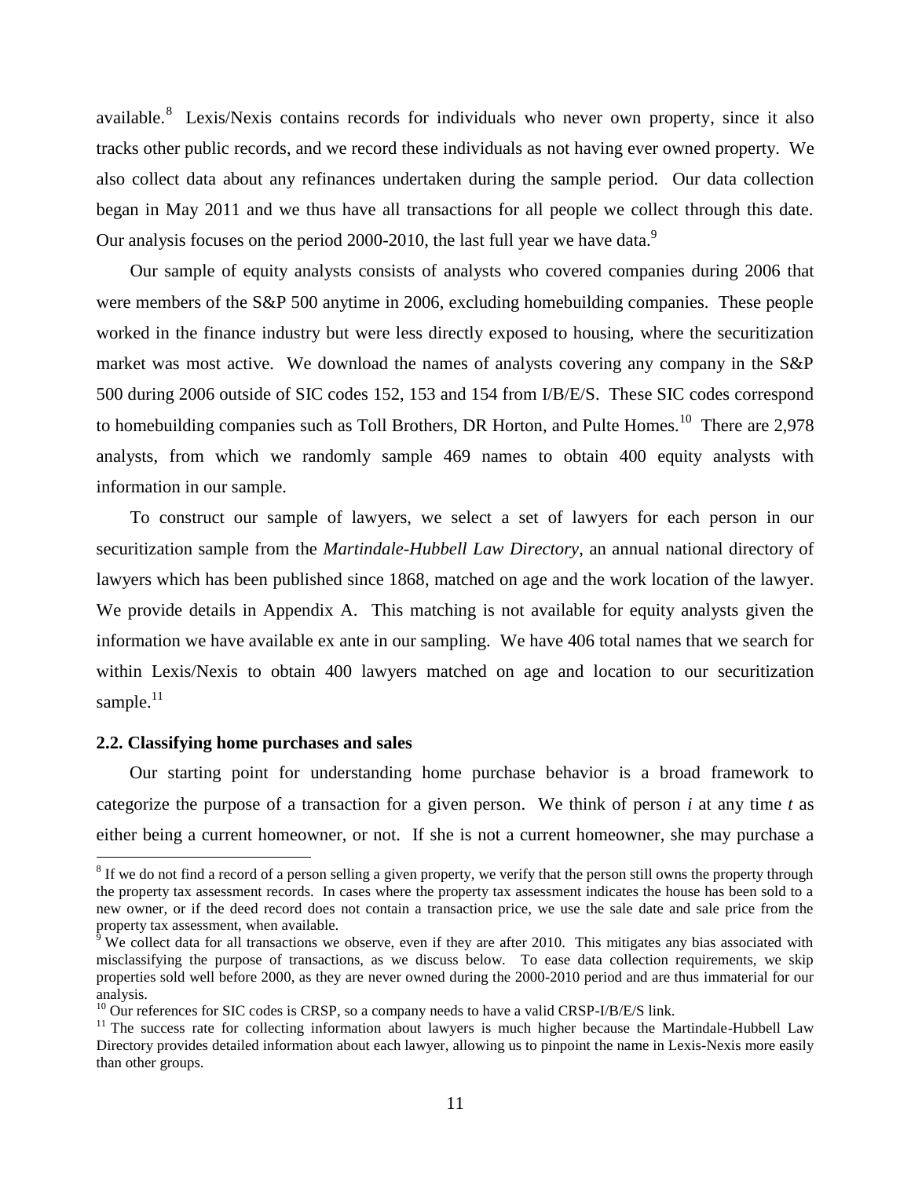available.[8] Lexis/Nexis contains records for individuals who never own property, since it also tracks other public records, and we record these individuals as not having ever owned property. We also collect data about any refinances undertaken during the sample period. Our data collection began in May 2011 and we thus have all transactions for all people we collect through this date. Our analysis focuses on the period 2000-2010, the last full year we have data.[9]

Our sample of equity analysts consists of analysts who covered companies during 2006 that were members of the S&P 500 anytime in 2006, excluding homebuilding companies. These people worked in the finance industry but were less directly exposed to housing, where the securitization market was most active. We download the names of analysts covering any company in the S&P 500 during 2006 outside of SIC codes 152, 153 and 154 from I/B/E/S. These SIC codes correspond to homebuilding companies such as Toll Brothers, DR Horton, and Pulte Homes.[10] There are 2,978 analysts, from which we randomly sample 469 names to obtain 400 equity analysts with information in our sample.

To construct our sample of lawyers, we select a set of lawyers for each person in our securitization sample from the *Martindale-Hubbell Law Directory*, an annual national directory of lawyers which has been published since 1868, matched on age and the work location of the lawyer. We provide details in Appendix A. This matching is not available for equity analysts given the information we have available ex ante in our sampling. We have 406 total names that we search for within Lexis/Nexis to obtain 400 lawyers matched on age and location to our securitization sample.[11]

### 2.2. Classifying home purchases and sales

Our starting point for understanding home purchase behavior is a broad framework to categorize the purpose of a transaction for a given person. We think of person *i* at any time *t* as either being a current homeowner, or not. If she is not a current homeowner, she may purchase a

---

[8] If we do not find a record of a person selling a given property, we verify that the person still owns the property through the property tax assessment records. In cases where the property tax assessment indicates the house has been sold to a new owner, or if the deed record does not contain a transaction price, we use the sale date and sale price from the property tax assessment, when available.

[9] We collect data for all transactions we observe, even if they are after 2010. This mitigates any bias associated with misclassifying the purpose of transactions, as we discuss below. To ease data collection requirements, we skip properties sold well before 2000, as they are never owned during the 2000-2010 period and are thus immaterial for our analysis.

[10] Our references for SIC codes is CRSP, so a company needs to have a valid CRSP-I/B/E/S link.

[11] The success rate for collecting information about lawyers is much higher because the Martindale-Hubbell Law Directory provides detailed information about each lawyer, allowing us to pinpoint the name in Lexis-Nexis more easily than other groups.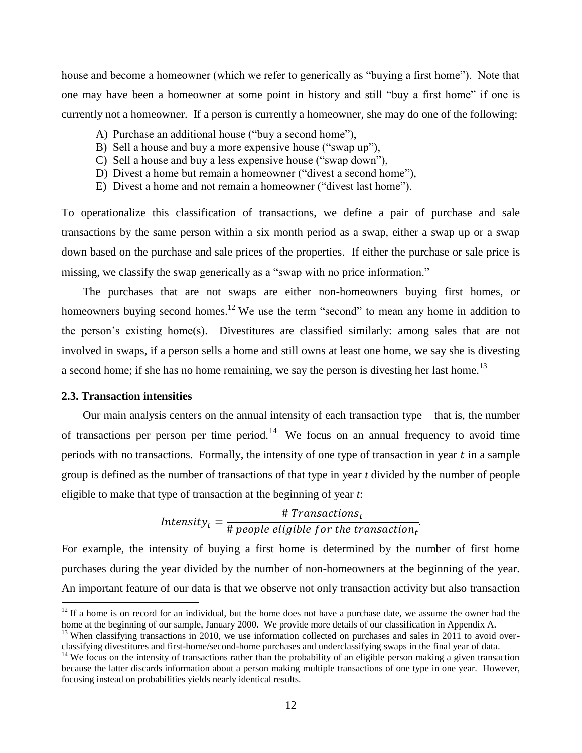house and become a homeowner (which we refer to generically as "buying a first home"). Note that one may have been a homeowner at some point in history and still "buy a first home" if one is currently not a homeowner. If a person is currently a homeowner, she may do one of the following:

A) Purchase an additional house ("buy a second home"),
B) Sell a house and buy a more expensive house ("swap up"),
C) Sell a house and buy a less expensive house ("swap down"),
D) Divest a home but remain a homeowner ("divest a second home"),
E) Divest a home and not remain a homeowner ("divest last home").

To operationalize this classification of transactions, we define a pair of purchase and sale transactions by the same person within a six month period as a swap, either a swap up or a swap down based on the purchase and sale prices of the properties. If either the purchase or sale price is missing, we classify the swap generically as a "swap with no price information."

The purchases that are not swaps are either non-homeowners buying first homes, or homeowners buying second homes.[12] We use the term "second" to mean any home in addition to the person's existing home(s). Divestitures are classified similarly: among sales that are not involved in swaps, if a person sells a home and still owns at least one home, we say she is divesting a second home; if she has no home remaining, we say the person is divesting her last home.[13]

### 2.3. Transaction intensities

Our main analysis centers on the annual intensity of each transaction type – that is, the number of transactions per person per time period.[14] We focus on an annual frequency to avoid time periods with no transactions. Formally, the intensity of one type of transaction in year $t$ in a sample group is defined as the number of transactions of that type in year $t$ divided by the number of people eligible to make that type of transaction at the beginning of year $t$:

$$Intensity_t = \frac{\#\ Transactions_t}{\#\ people\ eligible\ for\ the\ transaction_t}.$$

For example, the intensity of buying a first home is determined by the number of first home purchases during the year divided by the number of non-homeowners at the beginning of the year. An important feature of our data is that we observe not only transaction activity but also transaction

[12] If a home is on record for an individual, but the home does not have a purchase date, we assume the owner had the home at the beginning of our sample, January 2000. We provide more details of our classification in Appendix A.

[13] When classifying transactions in 2010, we use information collected on purchases and sales in 2011 to avoid over-classifying divestitures and first-home/second-home purchases and underclassifying swaps in the final year of data.

[14] We focus on the intensity of transactions rather than the probability of an eligible person making a given transaction because the latter discards information about a person making multiple transactions of one type in one year. However, focusing instead on probabilities yields nearly identical results.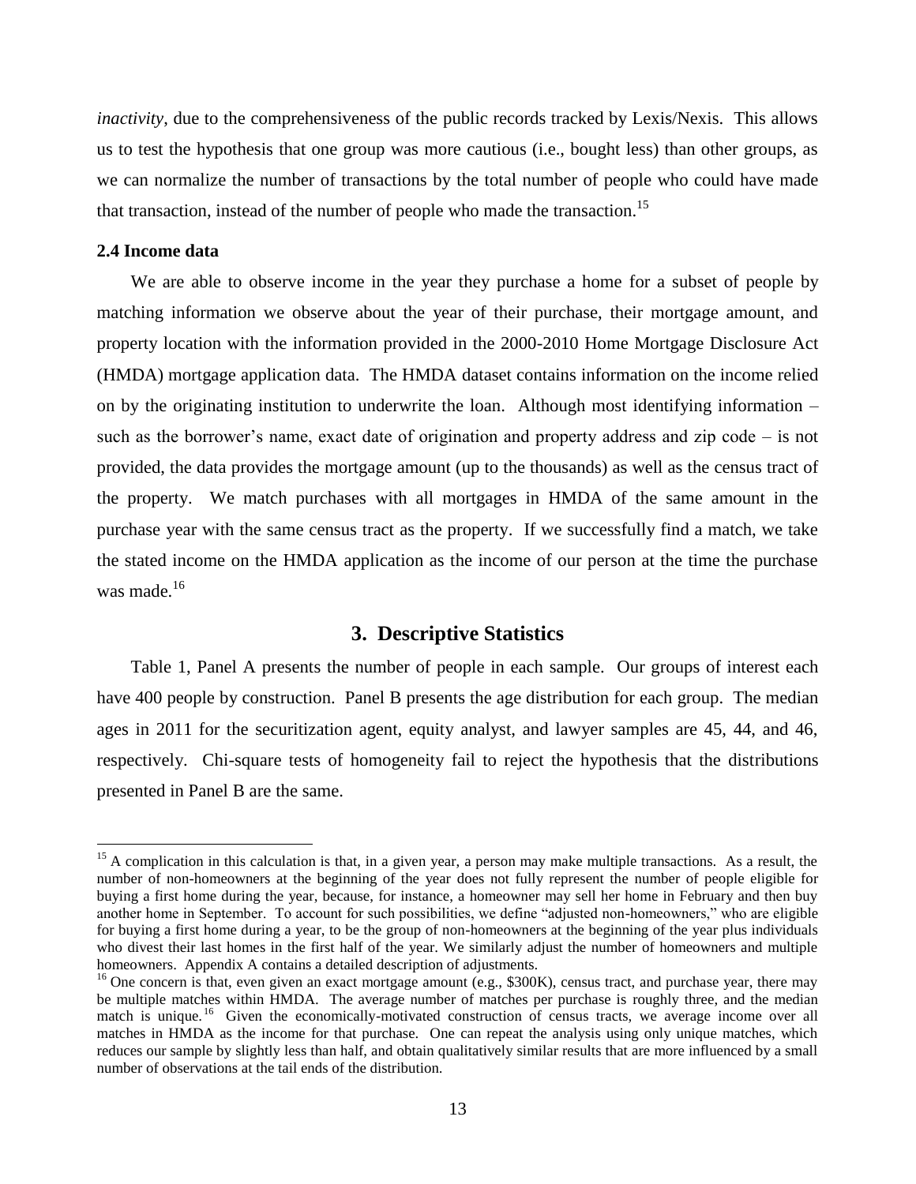*inactivity*, due to the comprehensiveness of the public records tracked by Lexis/Nexis. This allows us to test the hypothesis that one group was more cautious (i.e., bought less) than other groups, as we can normalize the number of transactions by the total number of people who could have made that transaction, instead of the number of people who made the transaction.[15]

### 2.4 Income data

We are able to observe income in the year they purchase a home for a subset of people by matching information we observe about the year of their purchase, their mortgage amount, and property location with the information provided in the 2000-2010 Home Mortgage Disclosure Act (HMDA) mortgage application data. The HMDA dataset contains information on the income relied on by the originating institution to underwrite the loan. Although most identifying information – such as the borrower's name, exact date of origination and property address and zip code – is not provided, the data provides the mortgage amount (up to the thousands) as well as the census tract of the property. We match purchases with all mortgages in HMDA of the same amount in the purchase year with the same census tract as the property. If we successfully find a match, we take the stated income on the HMDA application as the income of our person at the time the purchase was made.[16]

## 3. Descriptive Statistics

Table 1, Panel A presents the number of people in each sample. Our groups of interest each have 400 people by construction. Panel B presents the age distribution for each group. The median ages in 2011 for the securitization agent, equity analyst, and lawyer samples are 45, 44, and 46, respectively. Chi-square tests of homogeneity fail to reject the hypothesis that the distributions presented in Panel B are the same.

---

[15] A complication in this calculation is that, in a given year, a person may make multiple transactions. As a result, the number of non-homeowners at the beginning of the year does not fully represent the number of people eligible for buying a first home during the year, because, for instance, a homeowner may sell her home in February and then buy another home in September. To account for such possibilities, we define "adjusted non-homeowners," who are eligible for buying a first home during a year, to be the group of non-homeowners at the beginning of the year plus individuals who divest their last homes in the first half of the year. We similarly adjust the number of homeowners and multiple homeowners. Appendix A contains a detailed description of adjustments.

[16] One concern is that, even given an exact mortgage amount (e.g., $300K), census tract, and purchase year, there may be multiple matches within HMDA. The average number of matches per purchase is roughly three, and the median match is unique.[16] Given the economically-motivated construction of census tracts, we average income over all matches in HMDA as the income for that purchase. One can repeat the analysis using only unique matches, which reduces our sample by slightly less than half, and obtain qualitatively similar results that are more influenced by a small number of observations at the tail ends of the distribution.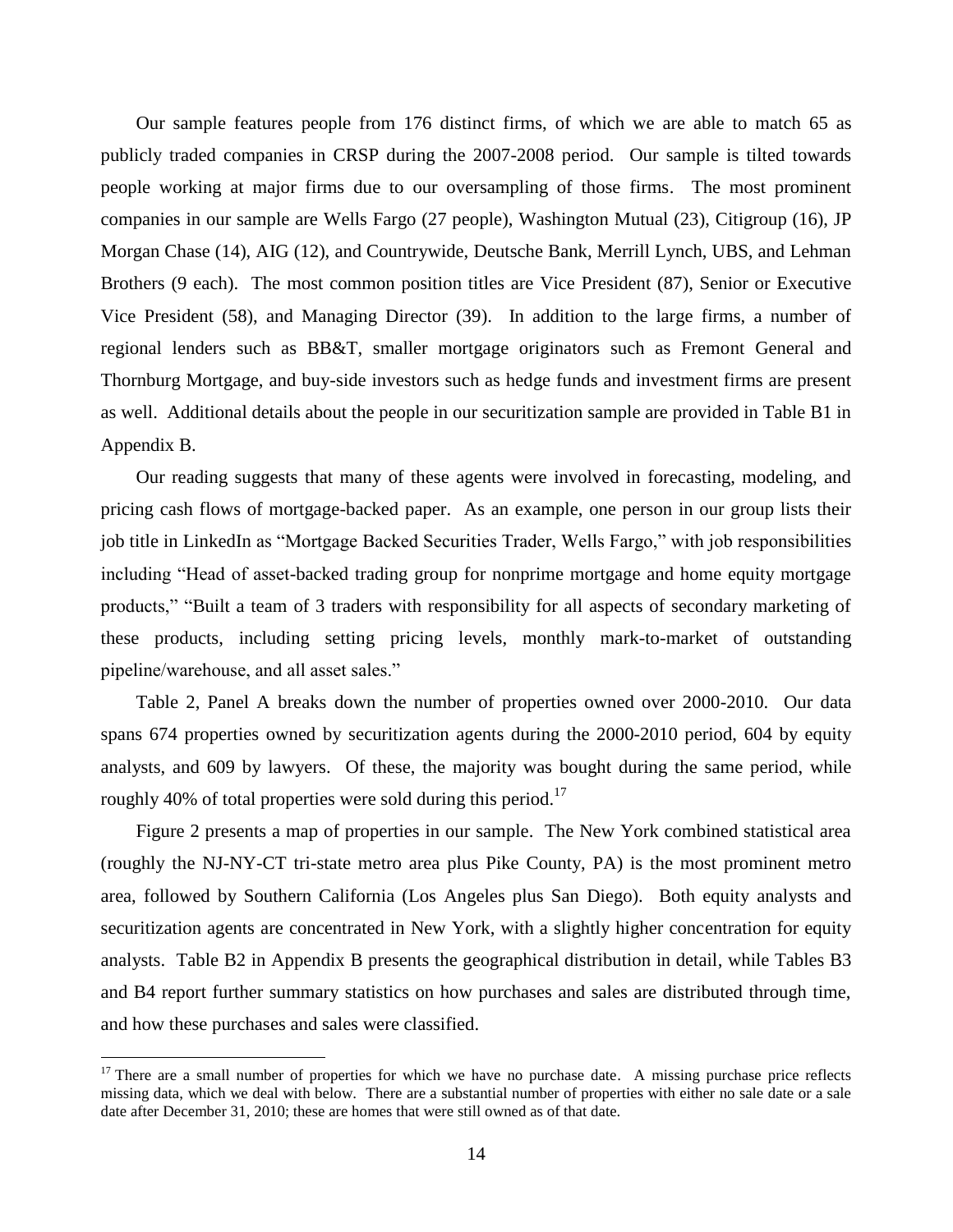Our sample features people from 176 distinct firms, of which we are able to match 65 as publicly traded companies in CRSP during the 2007-2008 period. Our sample is tilted towards people working at major firms due to our oversampling of those firms. The most prominent companies in our sample are Wells Fargo (27 people), Washington Mutual (23), Citigroup (16), JP Morgan Chase (14), AIG (12), and Countrywide, Deutsche Bank, Merrill Lynch, UBS, and Lehman Brothers (9 each). The most common position titles are Vice President (87), Senior or Executive Vice President (58), and Managing Director (39). In addition to the large firms, a number of regional lenders such as BB&T, smaller mortgage originators such as Fremont General and Thornburg Mortgage, and buy-side investors such as hedge funds and investment firms are present as well. Additional details about the people in our securitization sample are provided in Table B1 in Appendix B.

Our reading suggests that many of these agents were involved in forecasting, modeling, and pricing cash flows of mortgage-backed paper. As an example, one person in our group lists their job title in LinkedIn as "Mortgage Backed Securities Trader, Wells Fargo," with job responsibilities including "Head of asset-backed trading group for nonprime mortgage and home equity mortgage products," "Built a team of 3 traders with responsibility for all aspects of secondary marketing of these products, including setting pricing levels, monthly mark-to-market of outstanding pipeline/warehouse, and all asset sales."

Table 2, Panel A breaks down the number of properties owned over 2000-2010. Our data spans 674 properties owned by securitization agents during the 2000-2010 period, 604 by equity analysts, and 609 by lawyers. Of these, the majority was bought during the same period, while roughly 40% of total properties were sold during this period.[17]

Figure 2 presents a map of properties in our sample. The New York combined statistical area (roughly the NJ-NY-CT tri-state metro area plus Pike County, PA) is the most prominent metro area, followed by Southern California (Los Angeles plus San Diego). Both equity analysts and securitization agents are concentrated in New York, with a slightly higher concentration for equity analysts. Table B2 in Appendix B presents the geographical distribution in detail, while Tables B3 and B4 report further summary statistics on how purchases and sales are distributed through time, and how these purchases and sales were classified.

[17] There are a small number of properties for which we have no purchase date. A missing purchase price reflects missing data, which we deal with below. There are a substantial number of properties with either no sale date or a sale date after December 31, 2010; these are homes that were still owned as of that date.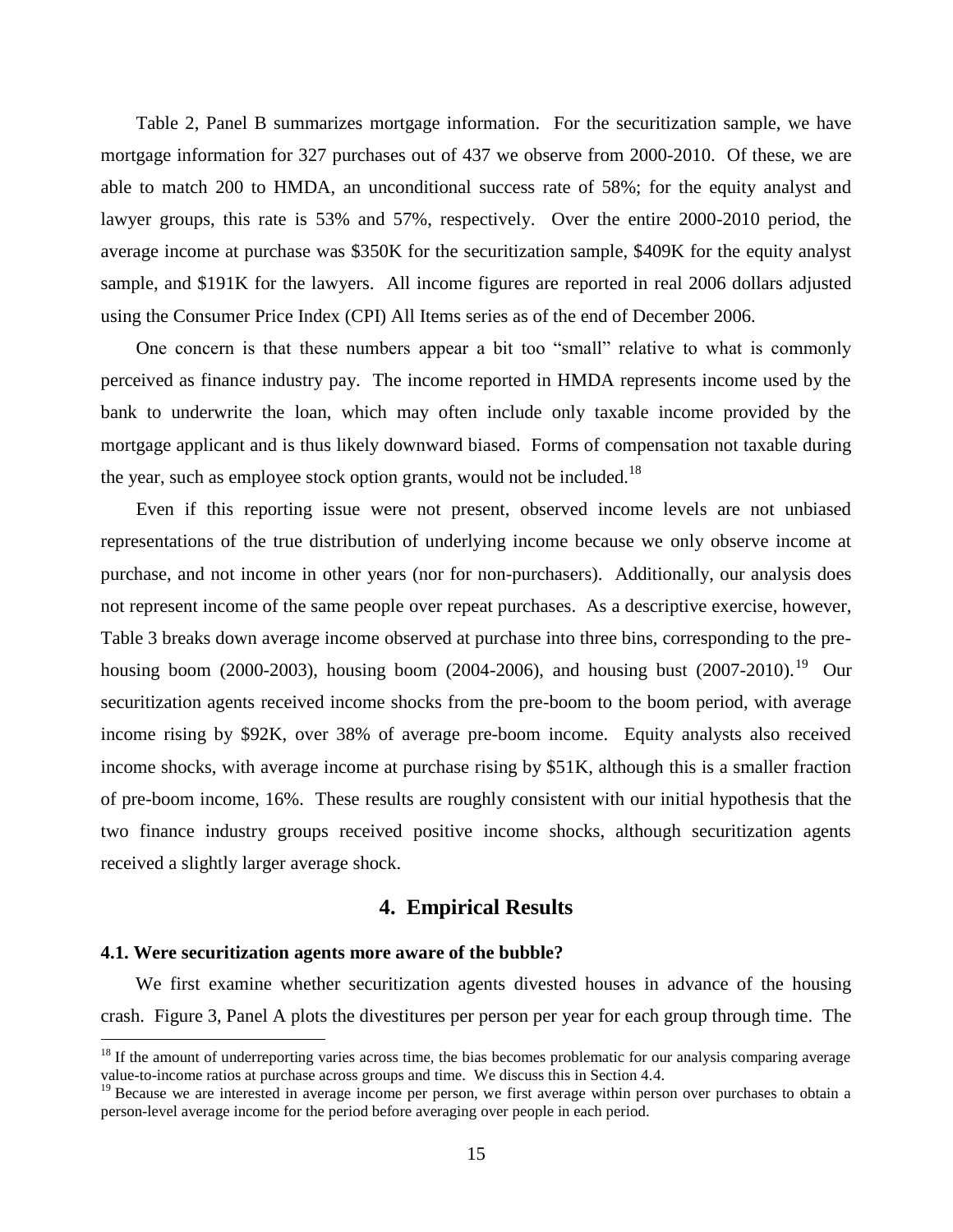Table 2, Panel B summarizes mortgage information. For the securitization sample, we have mortgage information for 327 purchases out of 437 we observe from 2000-2010. Of these, we are able to match 200 to HMDA, an unconditional success rate of 58%; for the equity analyst and lawyer groups, this rate is 53% and 57%, respectively. Over the entire 2000-2010 period, the average income at purchase was \$350K for the securitization sample, \$409K for the equity analyst sample, and \$191K for the lawyers. All income figures are reported in real 2006 dollars adjusted using the Consumer Price Index (CPI) All Items series as of the end of December 2006.

One concern is that these numbers appear a bit too "small" relative to what is commonly perceived as finance industry pay. The income reported in HMDA represents income used by the bank to underwrite the loan, which may often include only taxable income provided by the mortgage applicant and is thus likely downward biased. Forms of compensation not taxable during the year, such as employee stock option grants, would not be included.[18]

Even if this reporting issue were not present, observed income levels are not unbiased representations of the true distribution of underlying income because we only observe income at purchase, and not income in other years (nor for non-purchasers). Additionally, our analysis does not represent income of the same people over repeat purchases. As a descriptive exercise, however, Table 3 breaks down average income observed at purchase into three bins, corresponding to the pre-housing boom (2000-2003), housing boom (2004-2006), and housing bust (2007-2010).[19] Our securitization agents received income shocks from the pre-boom to the boom period, with average income rising by \$92K, over 38% of average pre-boom income. Equity analysts also received income shocks, with average income at purchase rising by \$51K, although this is a smaller fraction of pre-boom income, 16%. These results are roughly consistent with our initial hypothesis that the two finance industry groups received positive income shocks, although securitization agents received a slightly larger average shock.

## 4. Empirical Results

### 4.1. Were securitization agents more aware of the bubble?

We first examine whether securitization agents divested houses in advance of the housing crash. Figure 3, Panel A plots the divestitures per person per year for each group through time. The

[18] If the amount of underreporting varies across time, the bias becomes problematic for our analysis comparing average value-to-income ratios at purchase across groups and time. We discuss this in Section 4.4.

[19] Because we are interested in average income per person, we first average within person over purchases to obtain a person-level average income for the period before averaging over people in each period.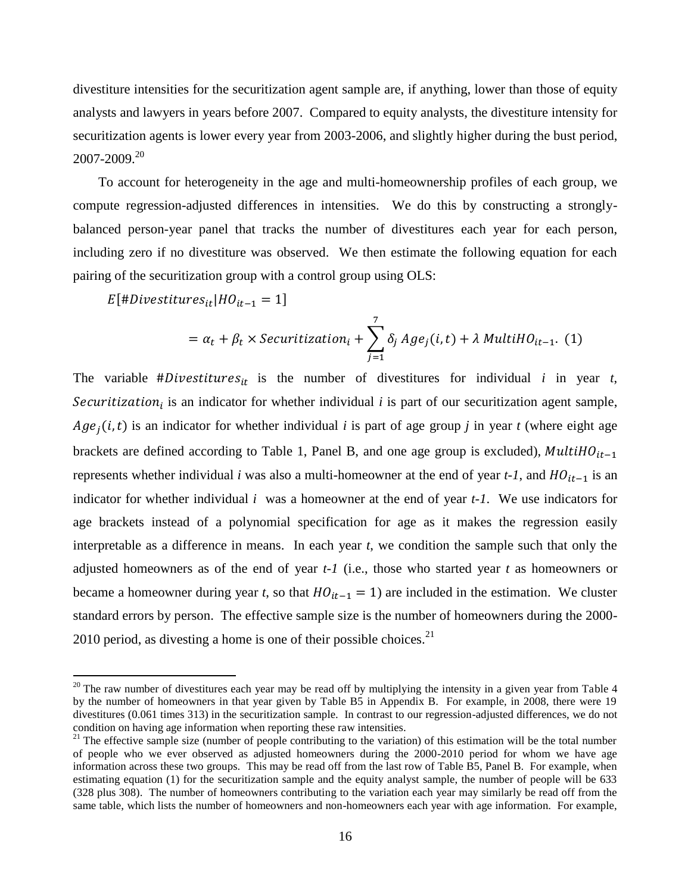divestiture intensities for the securitization agent sample are, if anything, lower than those of equity analysts and lawyers in years before 2007. Compared to equity analysts, the divestiture intensity for securitization agents is lower every year from 2003-2006, and slightly higher during the bust period, 2007-2009.[20]

To account for heterogeneity in the age and multi-homeownership profiles of each group, we compute regression-adjusted differences in intensities. We do this by constructing a strongly-balanced person-year panel that tracks the number of divestitures each year for each person, including zero if no divestiture was observed. We then estimate the following equation for each pairing of the securitization group with a control group using OLS:

$$E[\#Divestitures_{it}|HO_{it-1}=1]$$
$$= \alpha_t + \beta_t \times Securitization_i + \sum_{j=1}^{7} \delta_j \, Age_j(i,t) + \lambda \, MultiHO_{it-1}. \quad (1)$$

The variable $\#Divestitures_{it}$ is the number of divestitures for individual *i* in year *t*, $Securitization_i$ is an indicator for whether individual *i* is part of our securitization agent sample, $Age_j(i,t)$ is an indicator for whether individual *i* is part of age group *j* in year *t* (where eight age brackets are defined according to Table 1, Panel B, and one age group is excluded), $MultiHO_{it-1}$ represents whether individual *i* was also a multi-homeowner at the end of year *t-1*, and $HO_{it-1}$ is an indicator for whether individual *i* was a homeowner at the end of year *t-1*. We use indicators for age brackets instead of a polynomial specification for age as it makes the regression easily interpretable as a difference in means. In each year *t*, we condition the sample such that only the adjusted homeowners as of the end of year *t-1* (i.e., those who started year *t* as homeowners or became a homeowner during year *t*, so that $HO_{it-1}=1$) are included in the estimation. We cluster standard errors by person. The effective sample size is the number of homeowners during the 2000-2010 period, as divesting a home is one of their possible choices.[21]

---

[20] The raw number of divestitures each year may be read off by multiplying the intensity in a given year from Table 4 by the number of homeowners in that year given by Table B5 in Appendix B. For example, in 2008, there were 19 divestitures (0.061 times 313) in the securitization sample. In contrast to our regression-adjusted differences, we do not condition on having age information when reporting these raw intensities.

[21] The effective sample size (number of people contributing to the variation) of this estimation will be the total number of people who we ever observed as adjusted homeowners during the 2000-2010 period for whom we have age information across these two groups. This may be read off from the last row of Table B5, Panel B. For example, when estimating equation (1) for the securitization sample and the equity analyst sample, the number of people will be 633 (328 plus 308). The number of homeowners contributing to the variation each year may similarly be read off from the same table, which lists the number of homeowners and non-homeowners each year with age information. For example,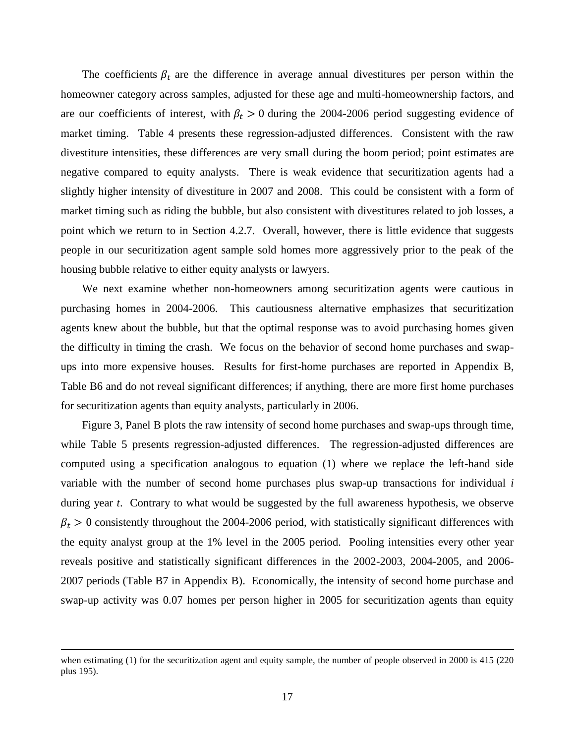The coefficients $\beta_t$ are the difference in average annual divestitures per person within the homeowner category across samples, adjusted for these age and multi-homeownership factors, and are our coefficients of interest, with $\beta_t > 0$ during the 2004-2006 period suggesting evidence of market timing. Table 4 presents these regression-adjusted differences. Consistent with the raw divestiture intensities, these differences are very small during the boom period; point estimates are negative compared to equity analysts. There is weak evidence that securitization agents had a slightly higher intensity of divestiture in 2007 and 2008. This could be consistent with a form of market timing such as riding the bubble, but also consistent with divestitures related to job losses, a point which we return to in Section 4.2.7. Overall, however, there is little evidence that suggests people in our securitization agent sample sold homes more aggressively prior to the peak of the housing bubble relative to either equity analysts or lawyers.

We next examine whether non-homeowners among securitization agents were cautious in purchasing homes in 2004-2006. This cautiousness alternative emphasizes that securitization agents knew about the bubble, but that the optimal response was to avoid purchasing homes given the difficulty in timing the crash. We focus on the behavior of second home purchases and swap-ups into more expensive houses. Results for first-home purchases are reported in Appendix B, Table B6 and do not reveal significant differences; if anything, there are more first home purchases for securitization agents than equity analysts, particularly in 2006.

Figure 3, Panel B plots the raw intensity of second home purchases and swap-ups through time, while Table 5 presents regression-adjusted differences. The regression-adjusted differences are computed using a specification analogous to equation (1) where we replace the left-hand side variable with the number of second home purchases plus swap-up transactions for individual *i* during year *t*. Contrary to what would be suggested by the full awareness hypothesis, we observe $\beta_t > 0$ consistently throughout the 2004-2006 period, with statistically significant differences with the equity analyst group at the 1% level in the 2005 period. Pooling intensities every other year reveals positive and statistically significant differences in the 2002-2003, 2004-2005, and 2006-2007 periods (Table B7 in Appendix B). Economically, the intensity of second home purchase and swap-up activity was 0.07 homes per person higher in 2005 for securitization agents than equity

when estimating (1) for the securitization agent and equity sample, the number of people observed in 2000 is 415 (220 plus 195).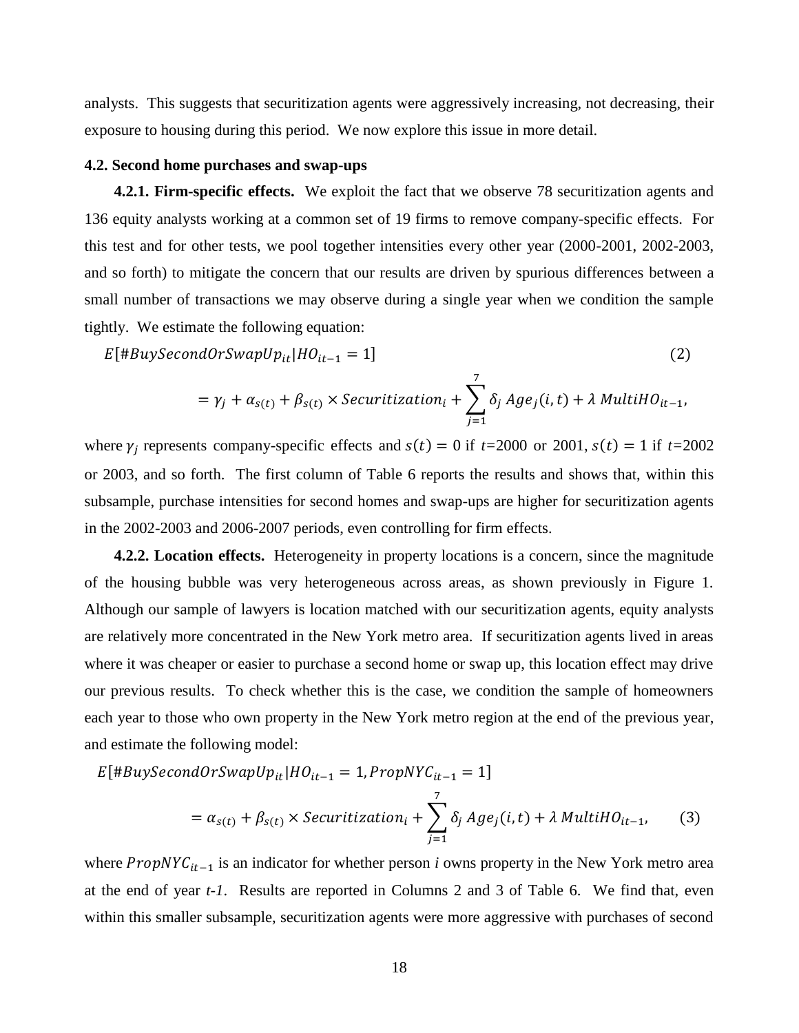analysts. This suggests that securitization agents were aggressively increasing, not decreasing, their exposure to housing during this period. We now explore this issue in more detail.

### 4.2. Second home purchases and swap-ups

**4.2.1. Firm-specific effects.** We exploit the fact that we observe 78 securitization agents and 136 equity analysts working at a common set of 19 firms to remove company-specific effects. For this test and for other tests, we pool together intensities every other year (2000-2001, 2002-2003, and so forth) to mitigate the concern that our results are driven by spurious differences between a small number of transactions we may observe during a single year when we condition the sample tightly. We estimate the following equation:

$$E[\#BuySecondOrSwapUp_{it}|HO_{it-1}=1] \tag{2}$$

$$= \gamma_j + \alpha_{s(t)} + \beta_{s(t)} \times Securitization_i + \sum_{j=1}^{7} \delta_j\, Age_j(i,t) + \lambda\, MultiHO_{it-1},$$

where $\gamma_j$ represents company-specific effects and $s(t)=0$ if $t$=2000 or 2001, $s(t)=1$ if $t$=2002 or 2003, and so forth. The first column of Table 6 reports the results and shows that, within this subsample, purchase intensities for second homes and swap-ups are higher for securitization agents in the 2002-2003 and 2006-2007 periods, even controlling for firm effects.

**4.2.2. Location effects.** Heterogeneity in property locations is a concern, since the magnitude of the housing bubble was very heterogeneous across areas, as shown previously in Figure 1. Although our sample of lawyers is location matched with our securitization agents, equity analysts are relatively more concentrated in the New York metro area. If securitization agents lived in areas where it was cheaper or easier to purchase a second home or swap up, this location effect may drive our previous results. To check whether this is the case, we condition the sample of homeowners each year to those who own property in the New York metro region at the end of the previous year, and estimate the following model:

$$E[\#BuySecondOrSwapUp_{it}|HO_{it-1}=1, PropNYC_{it-1}=1]$$

$$= \alpha_{s(t)} + \beta_{s(t)} \times Securitization_i + \sum_{j=1}^{7} \delta_j\, Age_j(i,t) + \lambda\, MultiHO_{it-1}, \tag{3}$$

where $PropNYC_{it-1}$ is an indicator for whether person *i* owns property in the New York metro area at the end of year *t-1*. Results are reported in Columns 2 and 3 of Table 6. We find that, even within this smaller subsample, securitization agents were more aggressive with purchases of second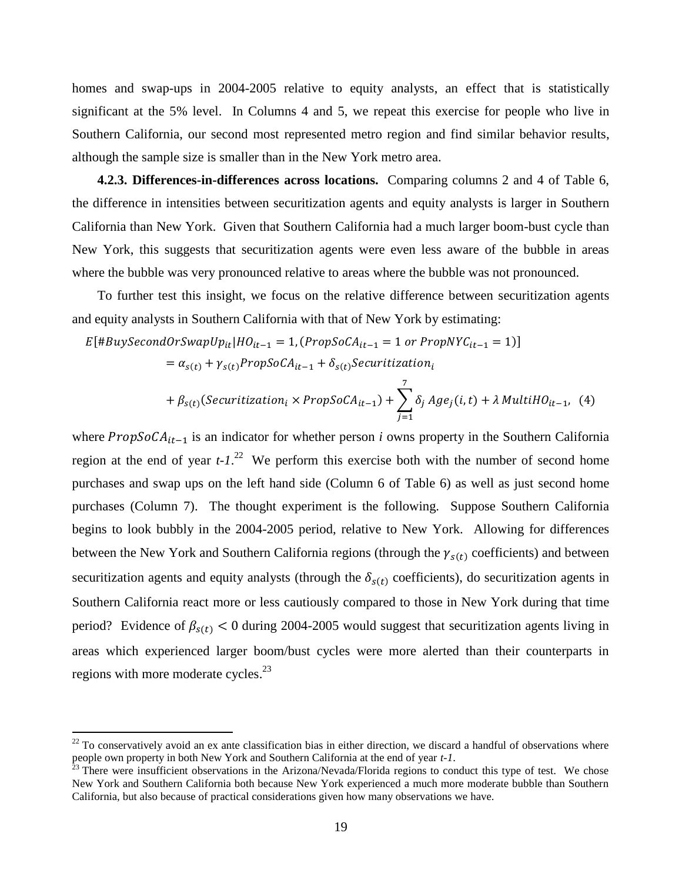homes and swap-ups in 2004-2005 relative to equity analysts, an effect that is statistically significant at the 5% level. In Columns 4 and 5, we repeat this exercise for people who live in Southern California, our second most represented metro region and find similar behavior results, although the sample size is smaller than in the New York metro area.

**4.2.3. Differences-in-differences across locations.** Comparing columns 2 and 4 of Table 6, the difference in intensities between securitization agents and equity analysts is larger in Southern California than New York. Given that Southern California had a much larger boom-bust cycle than New York, this suggests that securitization agents were even less aware of the bubble in areas where the bubble was very pronounced relative to areas where the bubble was not pronounced.

To further test this insight, we focus on the relative difference between securitization agents and equity analysts in Southern California with that of New York by estimating:

$$
\begin{aligned}
E[\#BuySecondOrSwapUp_{it} | HO_{it-1} = 1, (PropSoCA_{it-1} = 1 \text{ or } PropNYC_{it-1} = 1)] \\
= \alpha_{s(t)} + \gamma_{s(t)} PropSoCA_{it-1} + \delta_{s(t)} Securitization_i \\
+ \beta_{s(t)} (Securitization_i \times PropSoCA_{it-1}) + \sum_{j=1}^{7} \delta_j \, Age_j(i,t) + \lambda \, MultiHO_{it-1}, \quad (4)
\end{aligned}
$$

where $PropSoCA_{it-1}$ is an indicator for whether person *i* owns property in the Southern California region at the end of year *t-1*.[22] We perform this exercise both with the number of second home purchases and swap ups on the left hand side (Column 6 of Table 6) as well as just second home purchases (Column 7). The thought experiment is the following. Suppose Southern California begins to look bubbly in the 2004-2005 period, relative to New York. Allowing for differences between the New York and Southern California regions (through the $\gamma_{s(t)}$ coefficients) and between securitization agents and equity analysts (through the $\delta_{s(t)}$ coefficients), do securitization agents in Southern California react more or less cautiously compared to those in New York during that time period? Evidence of $\beta_{s(t)} < 0$ during 2004-2005 would suggest that securitization agents living in areas which experienced larger boom/bust cycles were more alerted than their counterparts in regions with more moderate cycles.[23]

[22] To conservatively avoid an ex ante classification bias in either direction, we discard a handful of observations where people own property in both New York and Southern California at the end of year *t-1*.

[23] There were insufficient observations in the Arizona/Nevada/Florida regions to conduct this type of test. We chose New York and Southern California both because New York experienced a much more moderate bubble than Southern California, but also because of practical considerations given how many observations we have.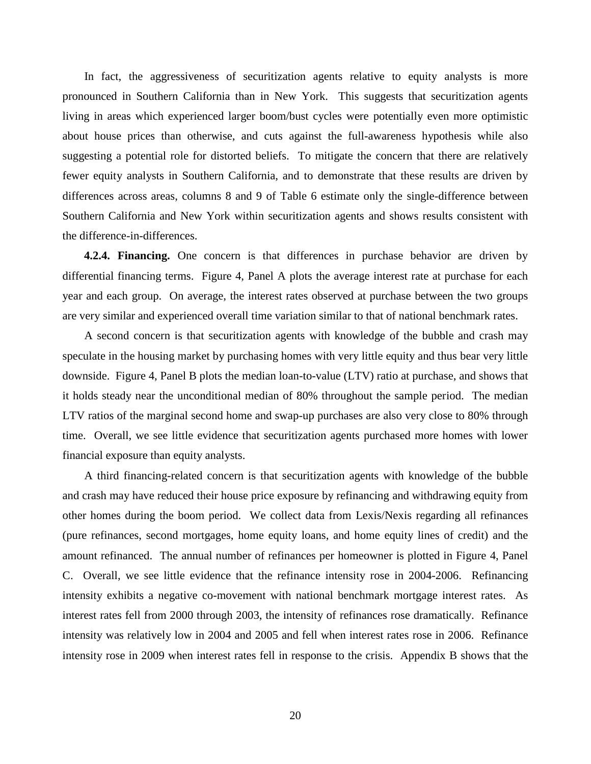In fact, the aggressiveness of securitization agents relative to equity analysts is more pronounced in Southern California than in New York. This suggests that securitization agents living in areas which experienced larger boom/bust cycles were potentially even more optimistic about house prices than otherwise, and cuts against the full-awareness hypothesis while also suggesting a potential role for distorted beliefs. To mitigate the concern that there are relatively fewer equity analysts in Southern California, and to demonstrate that these results are driven by differences across areas, columns 8 and 9 of Table 6 estimate only the single-difference between Southern California and New York within securitization agents and shows results consistent with the difference-in-differences.

**4.2.4. Financing.** One concern is that differences in purchase behavior are driven by differential financing terms. Figure 4, Panel A plots the average interest rate at purchase for each year and each group. On average, the interest rates observed at purchase between the two groups are very similar and experienced overall time variation similar to that of national benchmark rates.

A second concern is that securitization agents with knowledge of the bubble and crash may speculate in the housing market by purchasing homes with very little equity and thus bear very little downside. Figure 4, Panel B plots the median loan-to-value (LTV) ratio at purchase, and shows that it holds steady near the unconditional median of 80% throughout the sample period. The median LTV ratios of the marginal second home and swap-up purchases are also very close to 80% through time. Overall, we see little evidence that securitization agents purchased more homes with lower financial exposure than equity analysts.

A third financing-related concern is that securitization agents with knowledge of the bubble and crash may have reduced their house price exposure by refinancing and withdrawing equity from other homes during the boom period. We collect data from Lexis/Nexis regarding all refinances (pure refinances, second mortgages, home equity loans, and home equity lines of credit) and the amount refinanced. The annual number of refinances per homeowner is plotted in Figure 4, Panel C. Overall, we see little evidence that the refinance intensity rose in 2004-2006. Refinancing intensity exhibits a negative co-movement with national benchmark mortgage interest rates. As interest rates fell from 2000 through 2003, the intensity of refinances rose dramatically. Refinance intensity was relatively low in 2004 and 2005 and fell when interest rates rose in 2006. Refinance intensity rose in 2009 when interest rates fell in response to the crisis. Appendix B shows that the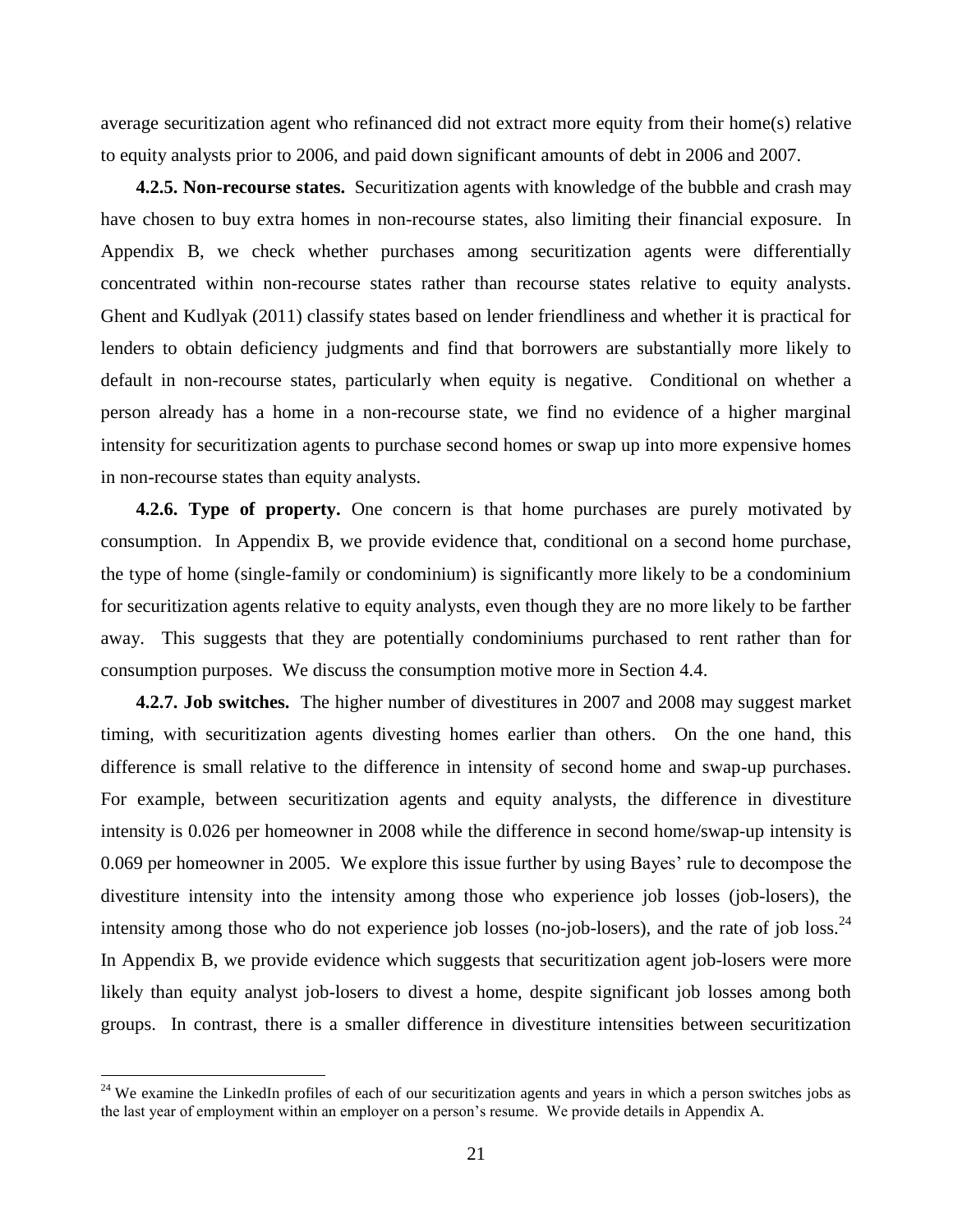average securitization agent who refinanced did not extract more equity from their home(s) relative to equity analysts prior to 2006, and paid down significant amounts of debt in 2006 and 2007.

**4.2.5. Non-recourse states.** Securitization agents with knowledge of the bubble and crash may have chosen to buy extra homes in non-recourse states, also limiting their financial exposure. In Appendix B, we check whether purchases among securitization agents were differentially concentrated within non-recourse states rather than recourse states relative to equity analysts. Ghent and Kudlyak (2011) classify states based on lender friendliness and whether it is practical for lenders to obtain deficiency judgments and find that borrowers are substantially more likely to default in non-recourse states, particularly when equity is negative. Conditional on whether a person already has a home in a non-recourse state, we find no evidence of a higher marginal intensity for securitization agents to purchase second homes or swap up into more expensive homes in non-recourse states than equity analysts.

**4.2.6. Type of property.** One concern is that home purchases are purely motivated by consumption. In Appendix B, we provide evidence that, conditional on a second home purchase, the type of home (single-family or condominium) is significantly more likely to be a condominium for securitization agents relative to equity analysts, even though they are no more likely to be farther away. This suggests that they are potentially condominiums purchased to rent rather than for consumption purposes. We discuss the consumption motive more in Section 4.4.

**4.2.7. Job switches.** The higher number of divestitures in 2007 and 2008 may suggest market timing, with securitization agents divesting homes earlier than others. On the one hand, this difference is small relative to the difference in intensity of second home and swap-up purchases. For example, between securitization agents and equity analysts, the difference in divestiture intensity is 0.026 per homeowner in 2008 while the difference in second home/swap-up intensity is 0.069 per homeowner in 2005. We explore this issue further by using Bayes' rule to decompose the divestiture intensity into the intensity among those who experience job losses (job-losers), the intensity among those who do not experience job losses (no-job-losers), and the rate of job loss.[24] In Appendix B, we provide evidence which suggests that securitization agent job-losers were more likely than equity analyst job-losers to divest a home, despite significant job losses among both groups. In contrast, there is a smaller difference in divestiture intensities between securitization

[24] We examine the LinkedIn profiles of each of our securitization agents and years in which a person switches jobs as the last year of employment within an employer on a person's resume. We provide details in Appendix A.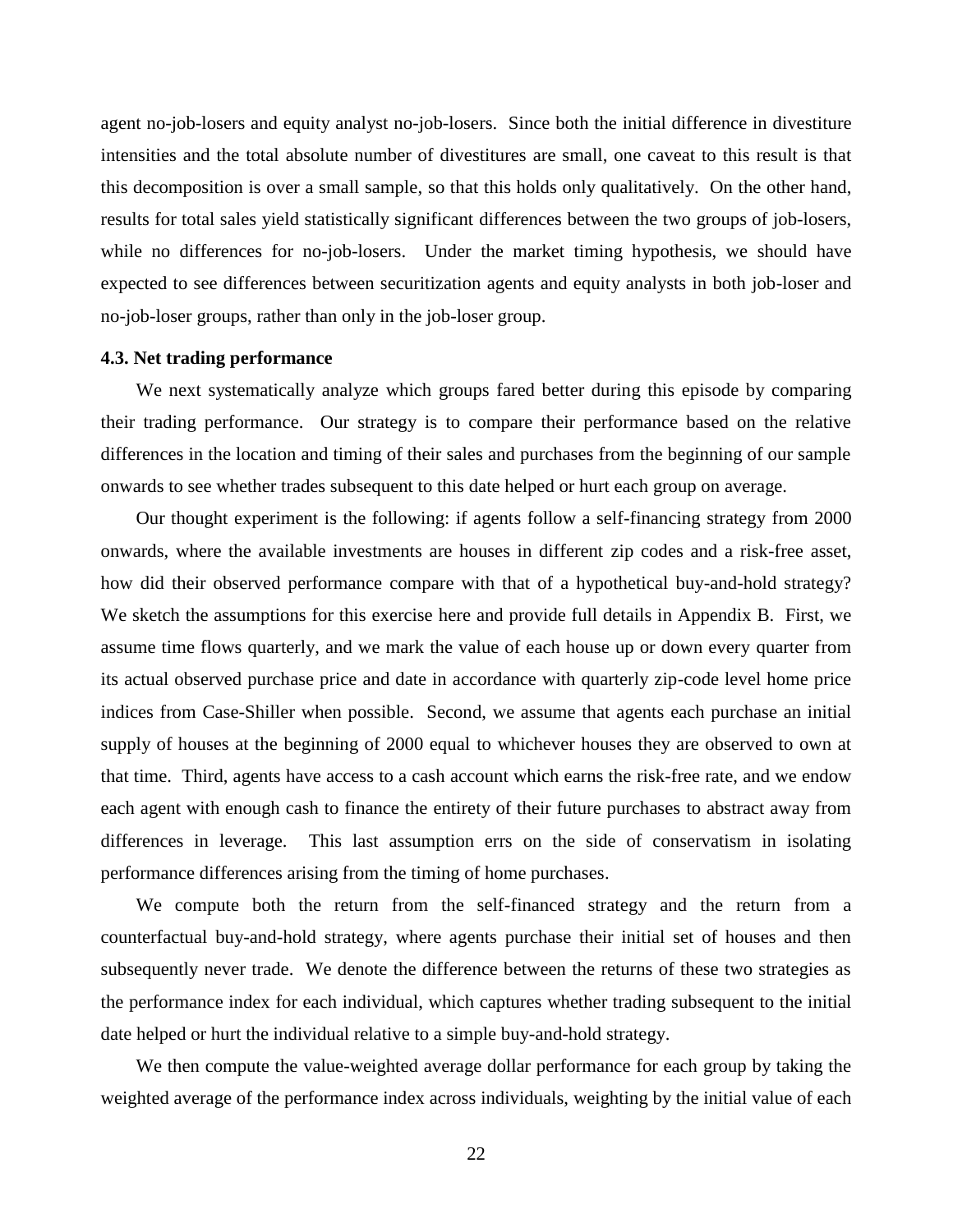agent no-job-losers and equity analyst no-job-losers. Since both the initial difference in divestiture intensities and the total absolute number of divestitures are small, one caveat to this result is that this decomposition is over a small sample, so that this holds only qualitatively. On the other hand, results for total sales yield statistically significant differences between the two groups of job-losers, while no differences for no-job-losers. Under the market timing hypothesis, we should have expected to see differences between securitization agents and equity analysts in both job-loser and no-job-loser groups, rather than only in the job-loser group.

### 4.3. Net trading performance

We next systematically analyze which groups fared better during this episode by comparing their trading performance. Our strategy is to compare their performance based on the relative differences in the location and timing of their sales and purchases from the beginning of our sample onwards to see whether trades subsequent to this date helped or hurt each group on average.

Our thought experiment is the following: if agents follow a self-financing strategy from 2000 onwards, where the available investments are houses in different zip codes and a risk-free asset, how did their observed performance compare with that of a hypothetical buy-and-hold strategy? We sketch the assumptions for this exercise here and provide full details in Appendix B. First, we assume time flows quarterly, and we mark the value of each house up or down every quarter from its actual observed purchase price and date in accordance with quarterly zip-code level home price indices from Case-Shiller when possible. Second, we assume that agents each purchase an initial supply of houses at the beginning of 2000 equal to whichever houses they are observed to own at that time. Third, agents have access to a cash account which earns the risk-free rate, and we endow each agent with enough cash to finance the entirety of their future purchases to abstract away from differences in leverage. This last assumption errs on the side of conservatism in isolating performance differences arising from the timing of home purchases.

We compute both the return from the self-financed strategy and the return from a counterfactual buy-and-hold strategy, where agents purchase their initial set of houses and then subsequently never trade. We denote the difference between the returns of these two strategies as the performance index for each individual, which captures whether trading subsequent to the initial date helped or hurt the individual relative to a simple buy-and-hold strategy.

We then compute the value-weighted average dollar performance for each group by taking the weighted average of the performance index across individuals, weighting by the initial value of each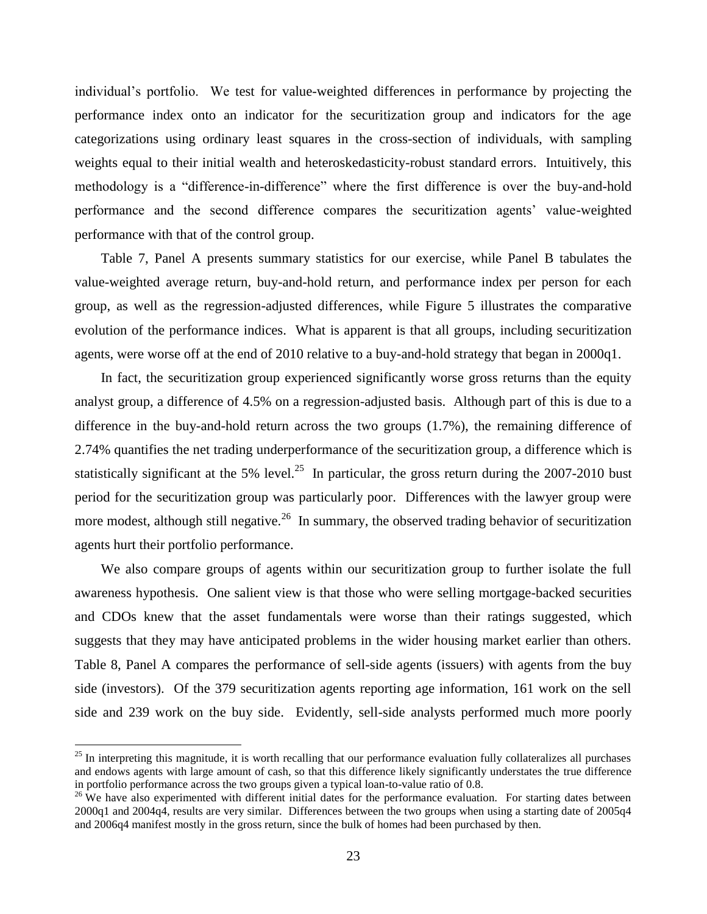individual's portfolio. We test for value-weighted differences in performance by projecting the performance index onto an indicator for the securitization group and indicators for the age categorizations using ordinary least squares in the cross-section of individuals, with sampling weights equal to their initial wealth and heteroskedasticity-robust standard errors. Intuitively, this methodology is a "difference-in-difference" where the first difference is over the buy-and-hold performance and the second difference compares the securitization agents' value-weighted performance with that of the control group.

Table 7, Panel A presents summary statistics for our exercise, while Panel B tabulates the value-weighted average return, buy-and-hold return, and performance index per person for each group, as well as the regression-adjusted differences, while Figure 5 illustrates the comparative evolution of the performance indices. What is apparent is that all groups, including securitization agents, were worse off at the end of 2010 relative to a buy-and-hold strategy that began in 2000q1.

In fact, the securitization group experienced significantly worse gross returns than the equity analyst group, a difference of 4.5% on a regression-adjusted basis. Although part of this is due to a difference in the buy-and-hold return across the two groups (1.7%), the remaining difference of 2.74% quantifies the net trading underperformance of the securitization group, a difference which is statistically significant at the 5% level.[25] In particular, the gross return during the 2007-2010 bust period for the securitization group was particularly poor. Differences with the lawyer group were more modest, although still negative.[26] In summary, the observed trading behavior of securitization agents hurt their portfolio performance.

We also compare groups of agents within our securitization group to further isolate the full awareness hypothesis. One salient view is that those who were selling mortgage-backed securities and CDOs knew that the asset fundamentals were worse than their ratings suggested, which suggests that they may have anticipated problems in the wider housing market earlier than others. Table 8, Panel A compares the performance of sell-side agents (issuers) with agents from the buy side (investors). Of the 379 securitization agents reporting age information, 161 work on the sell side and 239 work on the buy side. Evidently, sell-side analysts performed much more poorly

[25] In interpreting this magnitude, it is worth recalling that our performance evaluation fully collateralizes all purchases and endows agents with large amount of cash, so that this difference likely significantly understates the true difference in portfolio performance across the two groups given a typical loan-to-value ratio of 0.8.

[26] We have also experimented with different initial dates for the performance evaluation. For starting dates between 2000q1 and 2004q4, results are very similar. Differences between the two groups when using a starting date of 2005q4 and 2006q4 manifest mostly in the gross return, since the bulk of homes had been purchased by then.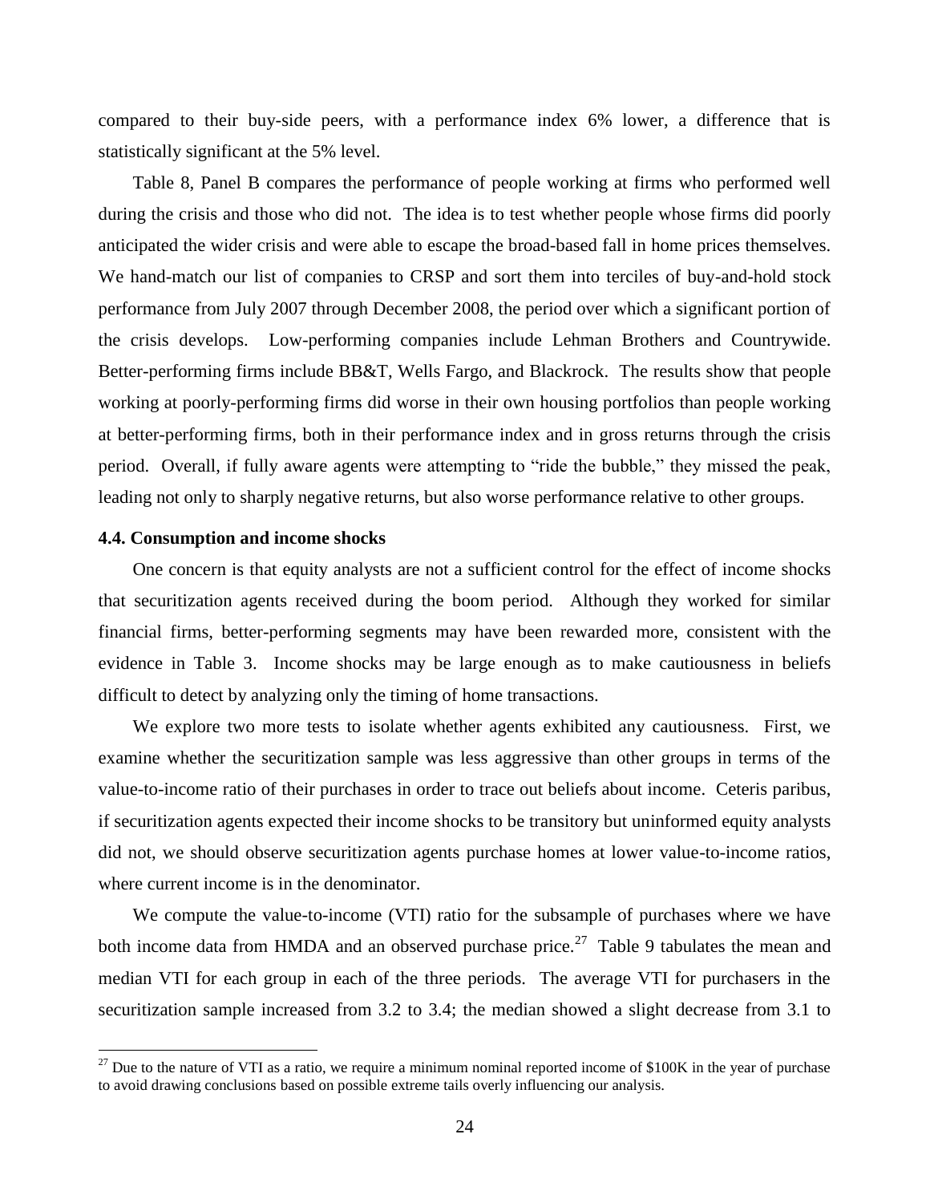compared to their buy-side peers, with a performance index 6% lower, a difference that is statistically significant at the 5% level.

Table 8, Panel B compares the performance of people working at firms who performed well during the crisis and those who did not. The idea is to test whether people whose firms did poorly anticipated the wider crisis and were able to escape the broad-based fall in home prices themselves. We hand-match our list of companies to CRSP and sort them into terciles of buy-and-hold stock performance from July 2007 through December 2008, the period over which a significant portion of the crisis develops. Low-performing companies include Lehman Brothers and Countrywide. Better-performing firms include BB&T, Wells Fargo, and Blackrock. The results show that people working at poorly-performing firms did worse in their own housing portfolios than people working at better-performing firms, both in their performance index and in gross returns through the crisis period. Overall, if fully aware agents were attempting to "ride the bubble," they missed the peak, leading not only to sharply negative returns, but also worse performance relative to other groups.

### 4.4. Consumption and income shocks

One concern is that equity analysts are not a sufficient control for the effect of income shocks that securitization agents received during the boom period. Although they worked for similar financial firms, better-performing segments may have been rewarded more, consistent with the evidence in Table 3. Income shocks may be large enough as to make cautiousness in beliefs difficult to detect by analyzing only the timing of home transactions.

We explore two more tests to isolate whether agents exhibited any cautiousness. First, we examine whether the securitization sample was less aggressive than other groups in terms of the value-to-income ratio of their purchases in order to trace out beliefs about income. Ceteris paribus, if securitization agents expected their income shocks to be transitory but uninformed equity analysts did not, we should observe securitization agents purchase homes at lower value-to-income ratios, where current income is in the denominator.

We compute the value-to-income (VTI) ratio for the subsample of purchases where we have both income data from HMDA and an observed purchase price.[27] Table 9 tabulates the mean and median VTI for each group in each of the three periods. The average VTI for purchasers in the securitization sample increased from 3.2 to 3.4; the median showed a slight decrease from 3.1 to

[27] Due to the nature of VTI as a ratio, we require a minimum nominal reported income of $100K in the year of purchase to avoid drawing conclusions based on possible extreme tails overly influencing our analysis.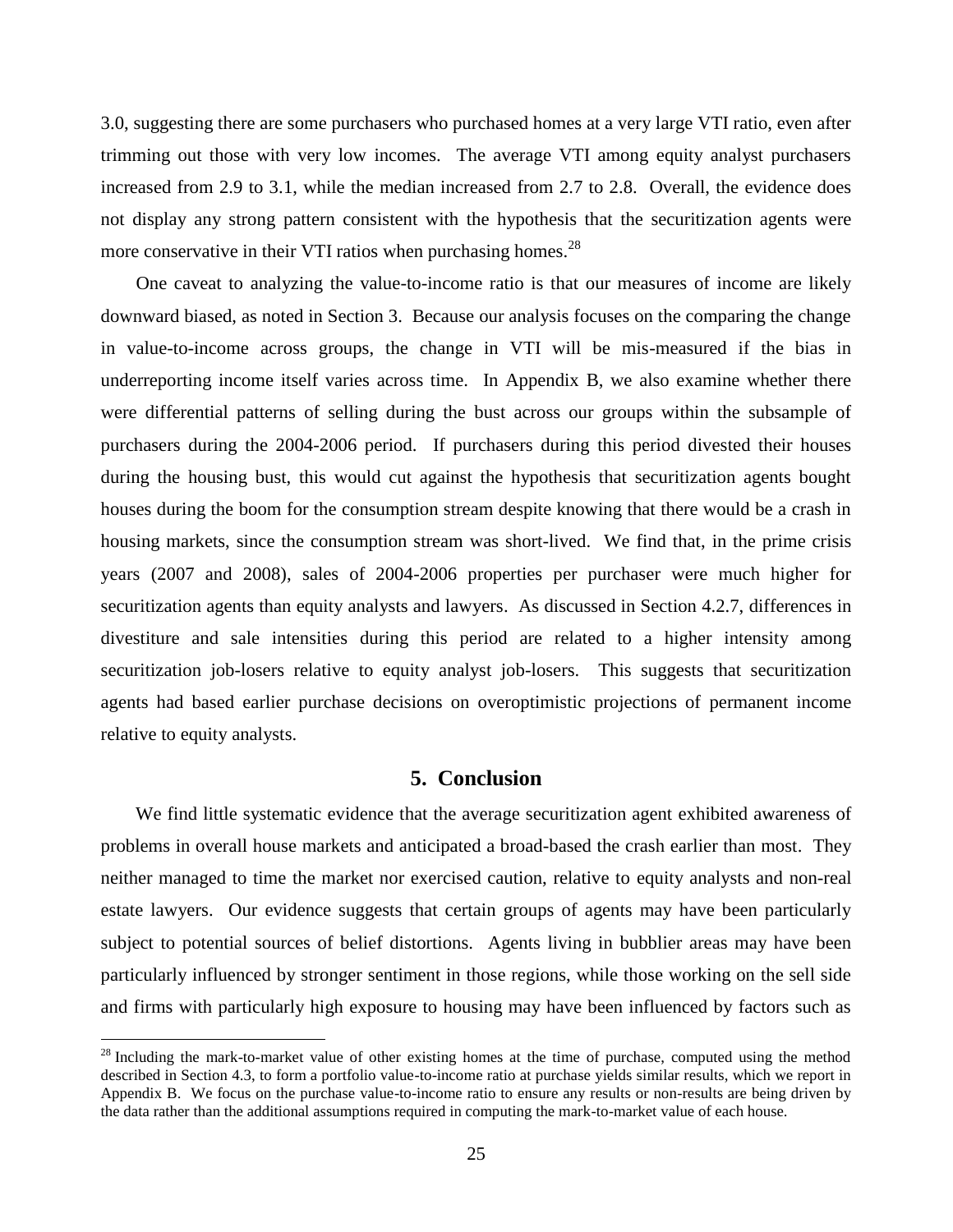3.0, suggesting there are some purchasers who purchased homes at a very large VTI ratio, even after trimming out those with very low incomes. The average VTI among equity analyst purchasers increased from 2.9 to 3.1, while the median increased from 2.7 to 2.8. Overall, the evidence does not display any strong pattern consistent with the hypothesis that the securitization agents were more conservative in their VTI ratios when purchasing homes.[28]

One caveat to analyzing the value-to-income ratio is that our measures of income are likely downward biased, as noted in Section 3. Because our analysis focuses on the comparing the change in value-to-income across groups, the change in VTI will be mis-measured if the bias in underreporting income itself varies across time. In Appendix B, we also examine whether there were differential patterns of selling during the bust across our groups within the subsample of purchasers during the 2004-2006 period. If purchasers during this period divested their houses during the housing bust, this would cut against the hypothesis that securitization agents bought houses during the boom for the consumption stream despite knowing that there would be a crash in housing markets, since the consumption stream was short-lived. We find that, in the prime crisis years (2007 and 2008), sales of 2004-2006 properties per purchaser were much higher for securitization agents than equity analysts and lawyers. As discussed in Section 4.2.7, differences in divestiture and sale intensities during this period are related to a higher intensity among securitization job-losers relative to equity analyst job-losers. This suggests that securitization agents had based earlier purchase decisions on overoptimistic projections of permanent income relative to equity analysts.

## 5. Conclusion

We find little systematic evidence that the average securitization agent exhibited awareness of problems in overall house markets and anticipated a broad-based the crash earlier than most. They neither managed to time the market nor exercised caution, relative to equity analysts and non-real estate lawyers. Our evidence suggests that certain groups of agents may have been particularly subject to potential sources of belief distortions. Agents living in bubblier areas may have been particularly influenced by stronger sentiment in those regions, while those working on the sell side and firms with particularly high exposure to housing may have been influenced by factors such as

[28] Including the mark-to-market value of other existing homes at the time of purchase, computed using the method described in Section 4.3, to form a portfolio value-to-income ratio at purchase yields similar results, which we report in Appendix B. We focus on the purchase value-to-income ratio to ensure any results or non-results are being driven by the data rather than the additional assumptions required in computing the mark-to-market value of each house.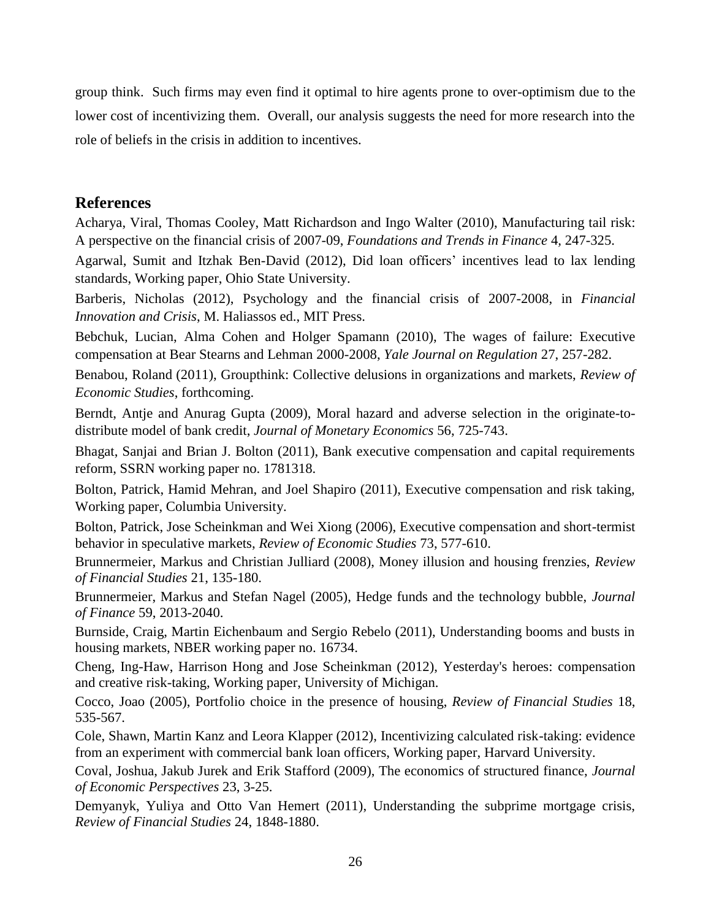group think. Such firms may even find it optimal to hire agents prone to over-optimism due to the lower cost of incentivizing them. Overall, our analysis suggests the need for more research into the role of beliefs in the crisis in addition to incentives.

## References

Acharya, Viral, Thomas Cooley, Matt Richardson and Ingo Walter (2010), Manufacturing tail risk: A perspective on the financial crisis of 2007-09, *Foundations and Trends in Finance* 4, 247-325.

Agarwal, Sumit and Itzhak Ben-David (2012), Did loan officers' incentives lead to lax lending standards, Working paper, Ohio State University.

Barberis, Nicholas (2012), Psychology and the financial crisis of 2007-2008, in *Financial Innovation and Crisis*, M. Haliassos ed., MIT Press.

Bebchuk, Lucian, Alma Cohen and Holger Spamann (2010), The wages of failure: Executive compensation at Bear Stearns and Lehman 2000-2008, *Yale Journal on Regulation* 27, 257-282.

Benabou, Roland (2011), Groupthink: Collective delusions in organizations and markets, *Review of Economic Studies*, forthcoming.

Berndt, Antje and Anurag Gupta (2009), Moral hazard and adverse selection in the originate-to-distribute model of bank credit, *Journal of Monetary Economics* 56, 725-743.

Bhagat, Sanjai and Brian J. Bolton (2011), Bank executive compensation and capital requirements reform, SSRN working paper no. 1781318.

Bolton, Patrick, Hamid Mehran, and Joel Shapiro (2011), Executive compensation and risk taking, Working paper, Columbia University.

Bolton, Patrick, Jose Scheinkman and Wei Xiong (2006), Executive compensation and short-termist behavior in speculative markets, *Review of Economic Studies* 73, 577-610.

Brunnermeier, Markus and Christian Julliard (2008), Money illusion and housing frenzies, *Review of Financial Studies* 21, 135-180.

Brunnermeier, Markus and Stefan Nagel (2005), Hedge funds and the technology bubble, *Journal of Finance* 59, 2013-2040.

Burnside, Craig, Martin Eichenbaum and Sergio Rebelo (2011), Understanding booms and busts in housing markets, NBER working paper no. 16734.

Cheng, Ing-Haw, Harrison Hong and Jose Scheinkman (2012), Yesterday's heroes: compensation and creative risk-taking, Working paper, University of Michigan.

Cocco, Joao (2005), Portfolio choice in the presence of housing, *Review of Financial Studies* 18, 535-567.

Cole, Shawn, Martin Kanz and Leora Klapper (2012), Incentivizing calculated risk-taking: evidence from an experiment with commercial bank loan officers, Working paper, Harvard University.

Coval, Joshua, Jakub Jurek and Erik Stafford (2009), The economics of structured finance, *Journal of Economic Perspectives* 23, 3-25.

Demyanyk, Yuliya and Otto Van Hemert (2011), Understanding the subprime mortgage crisis, *Review of Financial Studies* 24, 1848-1880.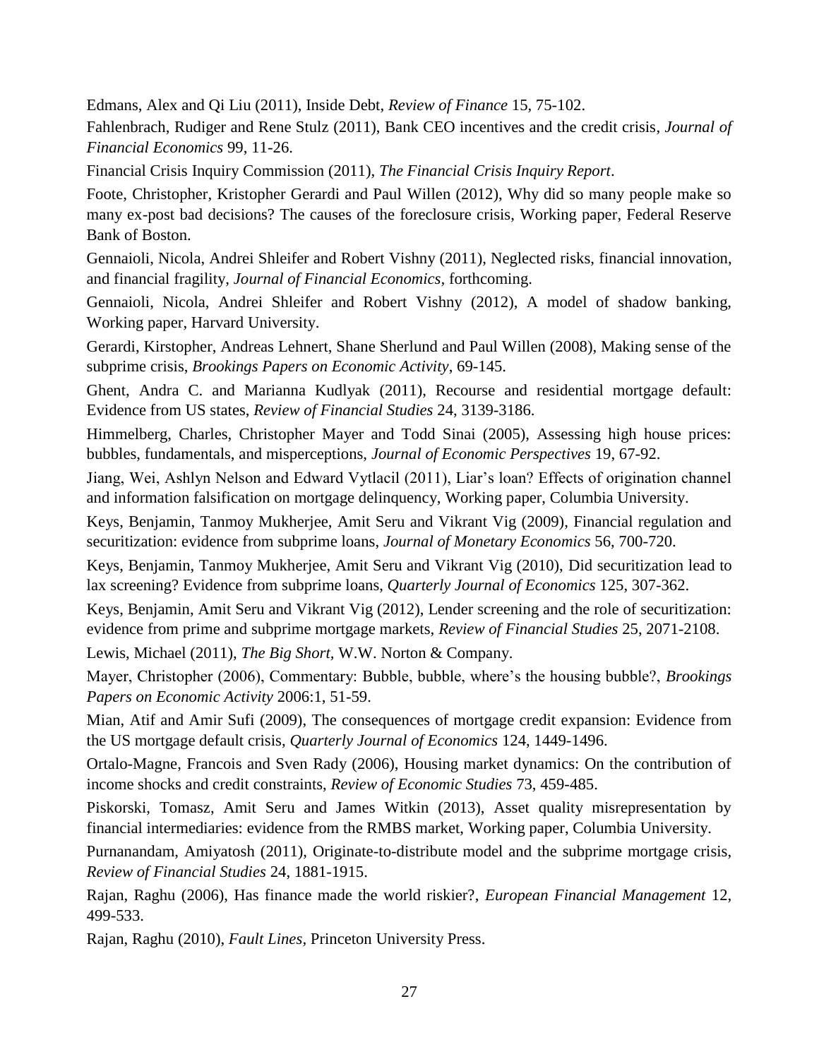Edmans, Alex and Qi Liu (2011), Inside Debt, *Review of Finance* 15, 75-102.

Fahlenbrach, Rudiger and Rene Stulz (2011), Bank CEO incentives and the credit crisis, *Journal of Financial Economics* 99, 11-26.

Financial Crisis Inquiry Commission (2011), *The Financial Crisis Inquiry Report*.

Foote, Christopher, Kristopher Gerardi and Paul Willen (2012), Why did so many people make so many ex-post bad decisions? The causes of the foreclosure crisis, Working paper, Federal Reserve Bank of Boston.

Gennaioli, Nicola, Andrei Shleifer and Robert Vishny (2011), Neglected risks, financial innovation, and financial fragility, *Journal of Financial Economics*, forthcoming.

Gennaioli, Nicola, Andrei Shleifer and Robert Vishny (2012), A model of shadow banking, Working paper, Harvard University.

Gerardi, Kirstopher, Andreas Lehnert, Shane Sherlund and Paul Willen (2008), Making sense of the subprime crisis, *Brookings Papers on Economic Activity*, 69-145.

Ghent, Andra C. and Marianna Kudlyak (2011), Recourse and residential mortgage default: Evidence from US states, *Review of Financial Studies* 24, 3139-3186.

Himmelberg, Charles, Christopher Mayer and Todd Sinai (2005), Assessing high house prices: bubbles, fundamentals, and misperceptions, *Journal of Economic Perspectives* 19, 67-92.

Jiang, Wei, Ashlyn Nelson and Edward Vytlacil (2011), Liar's loan? Effects of origination channel and information falsification on mortgage delinquency, Working paper, Columbia University.

Keys, Benjamin, Tanmoy Mukherjee, Amit Seru and Vikrant Vig (2009), Financial regulation and securitization: evidence from subprime loans, *Journal of Monetary Economics* 56, 700-720.

Keys, Benjamin, Tanmoy Mukherjee, Amit Seru and Vikrant Vig (2010), Did securitization lead to lax screening? Evidence from subprime loans, *Quarterly Journal of Economics* 125, 307-362.

Keys, Benjamin, Amit Seru and Vikrant Vig (2012), Lender screening and the role of securitization: evidence from prime and subprime mortgage markets, *Review of Financial Studies* 25, 2071-2108.

Lewis, Michael (2011), *The Big Short,* W.W. Norton & Company.

Mayer, Christopher (2006), Commentary: Bubble, bubble, where's the housing bubble?, *Brookings Papers on Economic Activity* 2006:1, 51-59.

Mian, Atif and Amir Sufi (2009), The consequences of mortgage credit expansion: Evidence from the US mortgage default crisis, *Quarterly Journal of Economics* 124, 1449-1496.

Ortalo-Magne, Francois and Sven Rady (2006), Housing market dynamics: On the contribution of income shocks and credit constraints, *Review of Economic Studies* 73, 459-485.

Piskorski, Tomasz, Amit Seru and James Witkin (2013), Asset quality misrepresentation by financial intermediaries: evidence from the RMBS market, Working paper, Columbia University.

Purnanandam, Amiyatosh (2011), Originate-to-distribute model and the subprime mortgage crisis, *Review of Financial Studies* 24, 1881-1915.

Rajan, Raghu (2006), Has finance made the world riskier?, *European Financial Management* 12, 499-533.

Rajan, Raghu (2010), *Fault Lines*, Princeton University Press.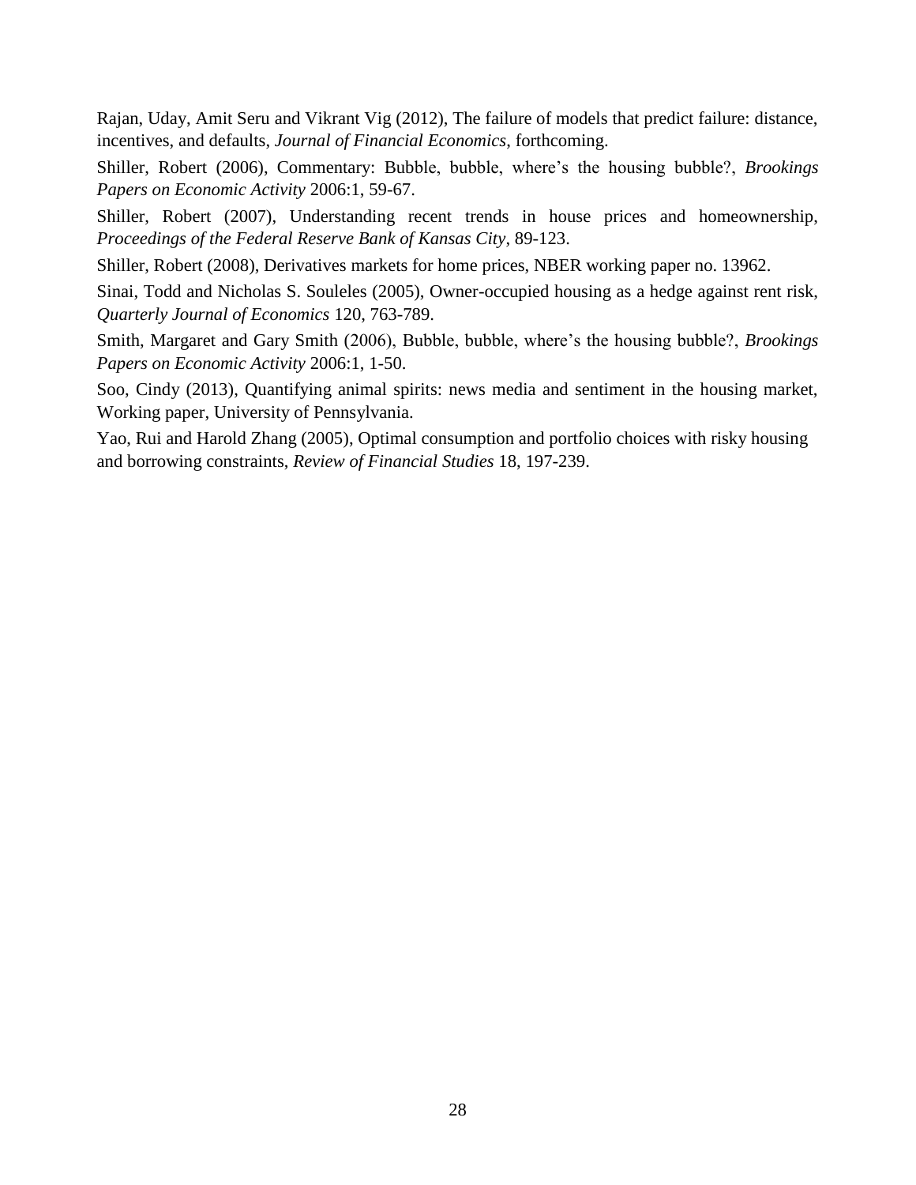Rajan, Uday, Amit Seru and Vikrant Vig (2012), The failure of models that predict failure: distance, incentives, and defaults, *Journal of Financial Economics*, forthcoming.

Shiller, Robert (2006), Commentary: Bubble, bubble, where's the housing bubble?, *Brookings Papers on Economic Activity* 2006:1, 59-67.

Shiller, Robert (2007), Understanding recent trends in house prices and homeownership, *Proceedings of the Federal Reserve Bank of Kansas City*, 89-123.

Shiller, Robert (2008), Derivatives markets for home prices, NBER working paper no. 13962.

Sinai, Todd and Nicholas S. Souleles (2005), Owner-occupied housing as a hedge against rent risk, *Quarterly Journal of Economics* 120, 763-789.

Smith, Margaret and Gary Smith (2006), Bubble, bubble, where's the housing bubble?, *Brookings Papers on Economic Activity* 2006:1, 1-50.

Soo, Cindy (2013), Quantifying animal spirits: news media and sentiment in the housing market, Working paper, University of Pennsylvania.

Yao, Rui and Harold Zhang (2005), Optimal consumption and portfolio choices with risky housing and borrowing constraints, *Review of Financial Studies* 18, 197-239.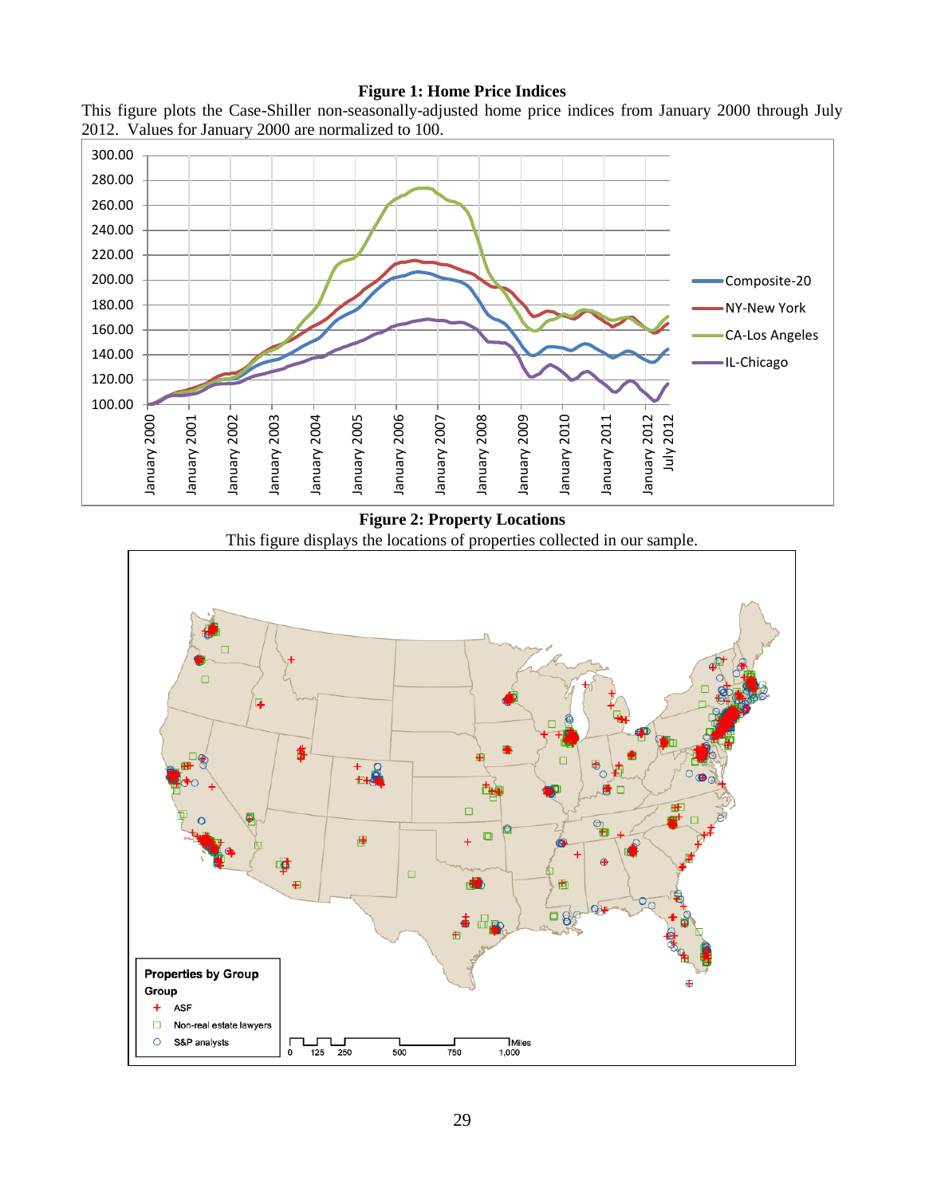**Figure 1: Home Price Indices**

This figure plots the Case-Shiller non-seasonally-adjusted home price indices from January 2000 through July 2012. Values for January 2000 are normalized to 100.

**Figure 2: Property Locations**

This figure displays the locations of properties collected in our sample.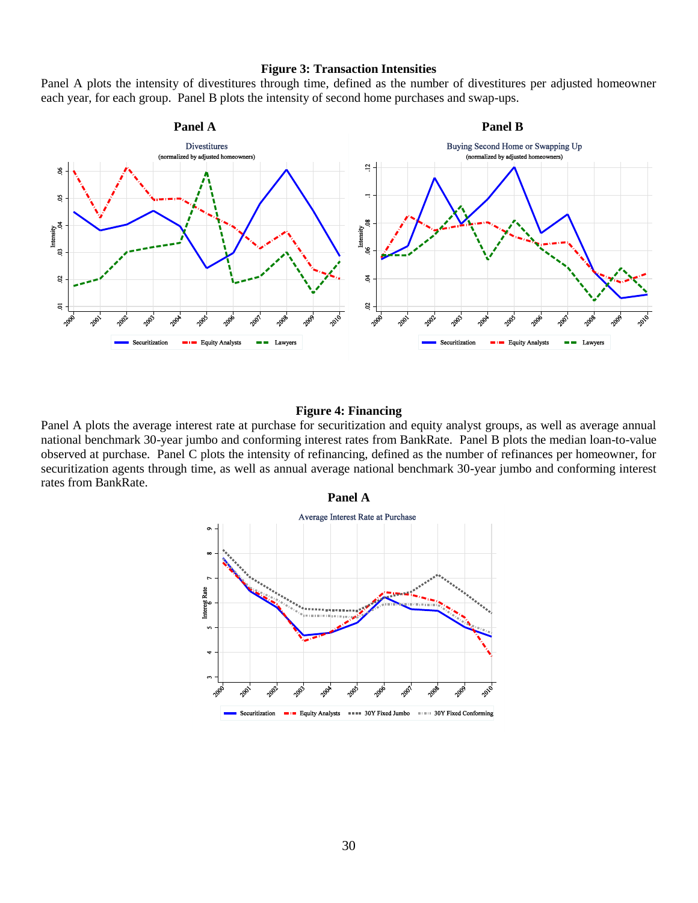**Figure 3: Transaction Intensities**

Panel A plots the intensity of divestitures through time, defined as the number of divestitures per adjusted homeowner each year, for each group. Panel B plots the intensity of second home purchases and swap-ups.

**Panel A**

**Panel B**

**Figure 4: Financing**

Panel A plots the average interest rate at purchase for securitization and equity analyst groups, as well as average annual national benchmark 30-year jumbo and conforming interest rates from BankRate. Panel B plots the median loan-to-value observed at purchase. Panel C plots the intensity of refinancing, defined as the number of refinances per homeowner, for securitization agents through time, as well as annual average national benchmark 30-year jumbo and conforming interest rates from BankRate.

**Panel A**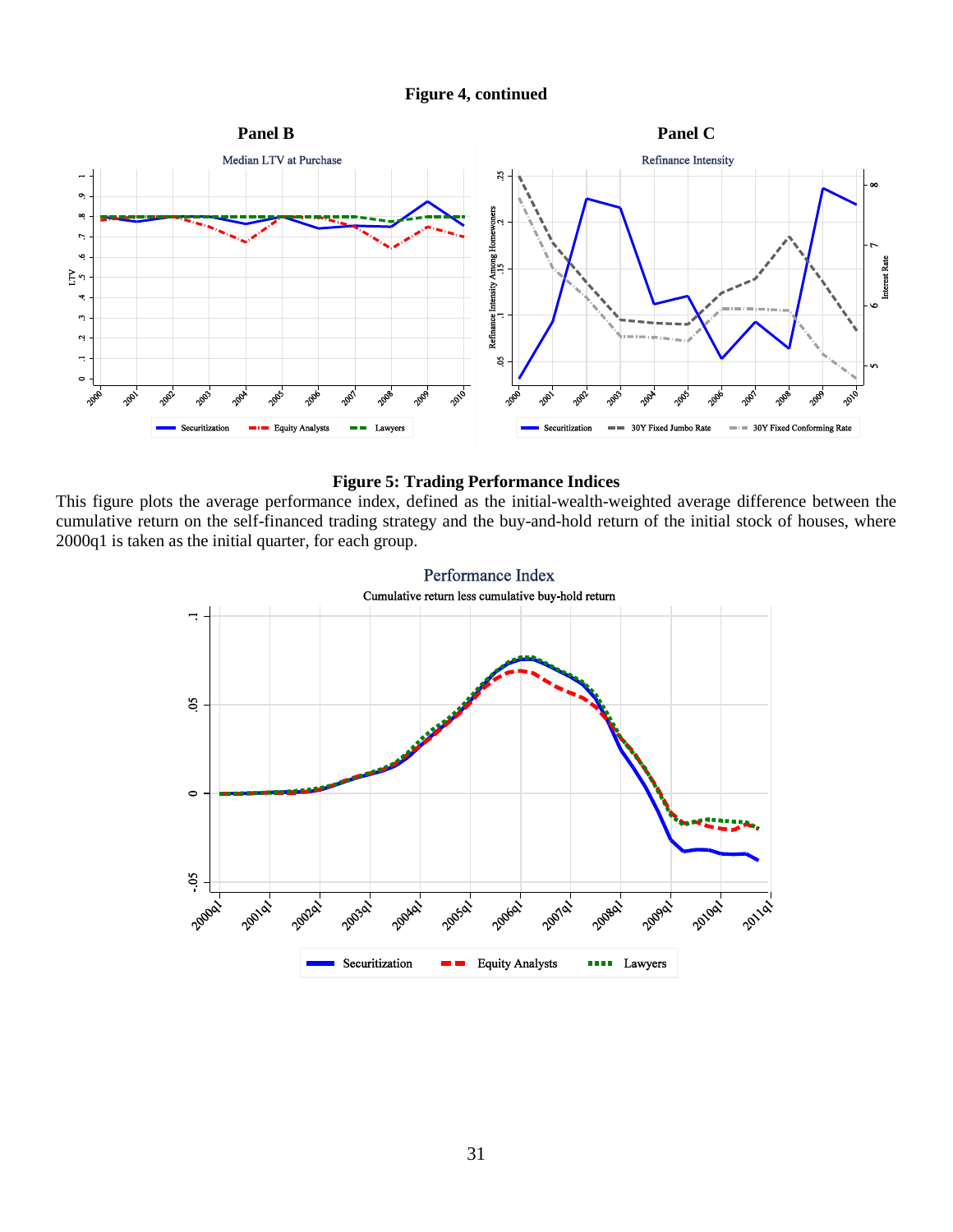**Figure 4, continued**

**Panel B**

**Panel C**

**Figure 5: Trading Performance Indices**

This figure plots the average performance index, defined as the initial-wealth-weighted average difference between the cumulative return on the self-financed trading strategy and the buy-and-hold return of the initial stock of houses, where 2000q1 is taken as the initial quarter, for each group.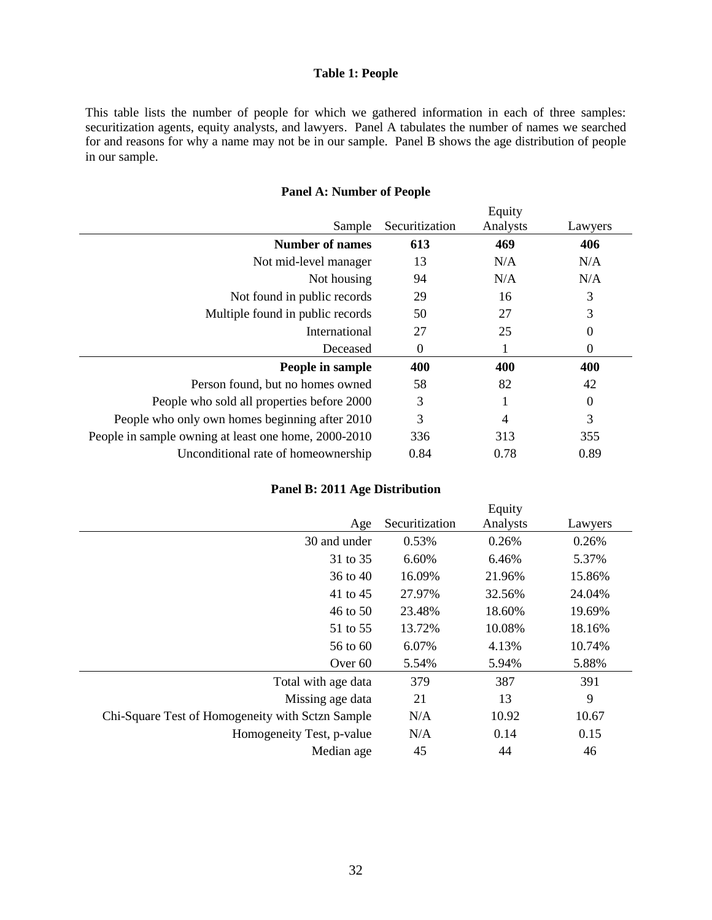**Table 1: People**

This table lists the number of people for which we gathered information in each of three samples: securitization agents, equity analysts, and lawyers. Panel A tabulates the number of names we searched for and reasons for why a name may not be in our sample. Panel B shows the age distribution of people in our sample.

**Panel A: Number of People**

| Sample | Securitization | Equity Analysts | Lawyers |
|---:|:---:|:---:|:---:|
| **Number of names** | **613** | **469** | **406** |
| Not mid-level manager | 13 | N/A | N/A |
| Not housing | 94 | N/A | N/A |
| Not found in public records | 29 | 16 | 3 |
| Multiple found in public records | 50 | 27 | 3 |
| International | 27 | 25 | 0 |
| Deceased | 0 | 1 | 0 |
| **People in sample** | **400** | **400** | **400** |
| Person found, but no homes owned | 58 | 82 | 42 |
| People who sold all properties before 2000 | 3 | 1 | 0 |
| People who only own homes beginning after 2010 | 3 | 4 | 3 |
| People in sample owning at least one home, 2000-2010 | 336 | 313 | 355 |
| Unconditional rate of homeownership | 0.84 | 0.78 | 0.89 |

**Panel B: 2011 Age Distribution**

| Age | Securitization | Equity Analysts | Lawyers |
|---:|:---:|:---:|:---:|
| 30 and under | 0.53% | 0.26% | 0.26% |
| 31 to 35 | 6.60% | 6.46% | 5.37% |
| 36 to 40 | 16.09% | 21.96% | 15.86% |
| 41 to 45 | 27.97% | 32.56% | 24.04% |
| 46 to 50 | 23.48% | 18.60% | 19.69% |
| 51 to 55 | 13.72% | 10.08% | 18.16% |
| 56 to 60 | 6.07% | 4.13% | 10.74% |
| Over 60 | 5.54% | 5.94% | 5.88% |
| Total with age data | 379 | 387 | 391 |
| Missing age data | 21 | 13 | 9 |
| Chi-Square Test of Homogeneity with Sctzn Sample | N/A | 10.92 | 10.67 |
| Homogeneity Test, p-value | N/A | 0.14 | 0.15 |
| Median age | 45 | 44 | 46 |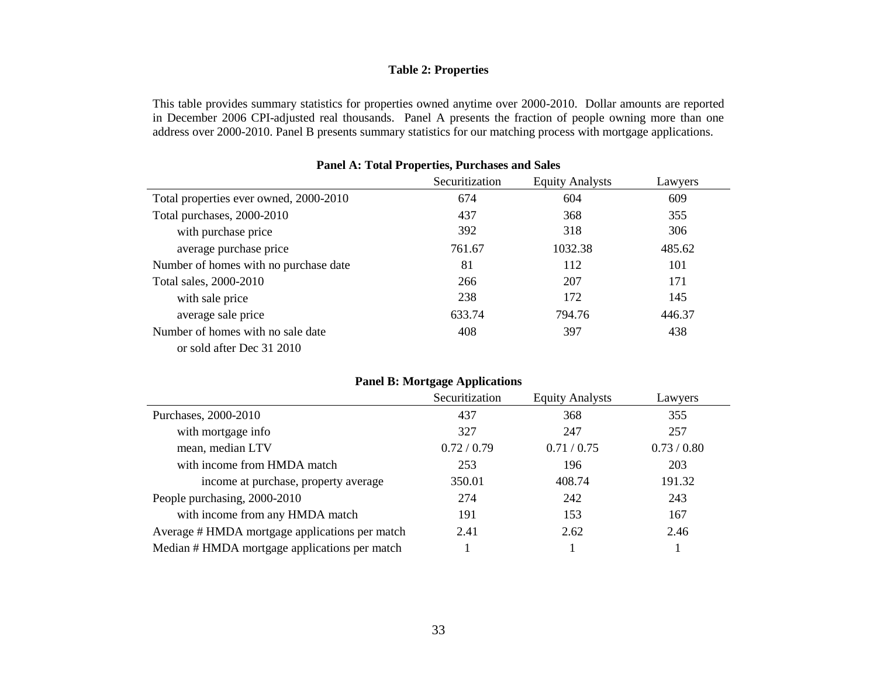**Table 2: Properties**

This table provides summary statistics for properties owned anytime over 2000-2010. Dollar amounts are reported in December 2006 CPI-adjusted real thousands. Panel A presents the fraction of people owning more than one address over 2000-2010. Panel B presents summary statistics for our matching process with mortgage applications.

**Panel A: Total Properties, Purchases and Sales**

| | Securitization | Equity Analysts | Lawyers |
|---|---|---|---|
| Total properties ever owned, 2000-2010 | 674 | 604 | 609 |
| Total purchases, 2000-2010 | 437 | 368 | 355 |
| with purchase price | 392 | 318 | 306 |
| average purchase price | 761.67 | 1032.38 | 485.62 |
| Number of homes with no purchase date | 81 | 112 | 101 |
| Total sales, 2000-2010 | 266 | 207 | 171 |
| with sale price | 238 | 172 | 145 |
| average sale price | 633.74 | 794.76 | 446.37 |
| Number of homes with no sale date or sold after Dec 31 2010 | 408 | 397 | 438 |

**Panel B: Mortgage Applications**

| | Securitization | Equity Analysts | Lawyers |
|---|---|---|---|
| Purchases, 2000-2010 | 437 | 368 | 355 |
| with mortgage info | 327 | 247 | 257 |
| mean, median LTV | 0.72 / 0.79 | 0.71 / 0.75 | 0.73 / 0.80 |
| with income from HMDA match | 253 | 196 | 203 |
| income at purchase, property average | 350.01 | 408.74 | 191.32 |
| People purchasing, 2000-2010 | 274 | 242 | 243 |
| with income from any HMDA match | 191 | 153 | 167 |
| Average # HMDA mortgage applications per match | 2.41 | 2.62 | 2.46 |
| Median # HMDA mortgage applications per match | 1 | 1 | 1 |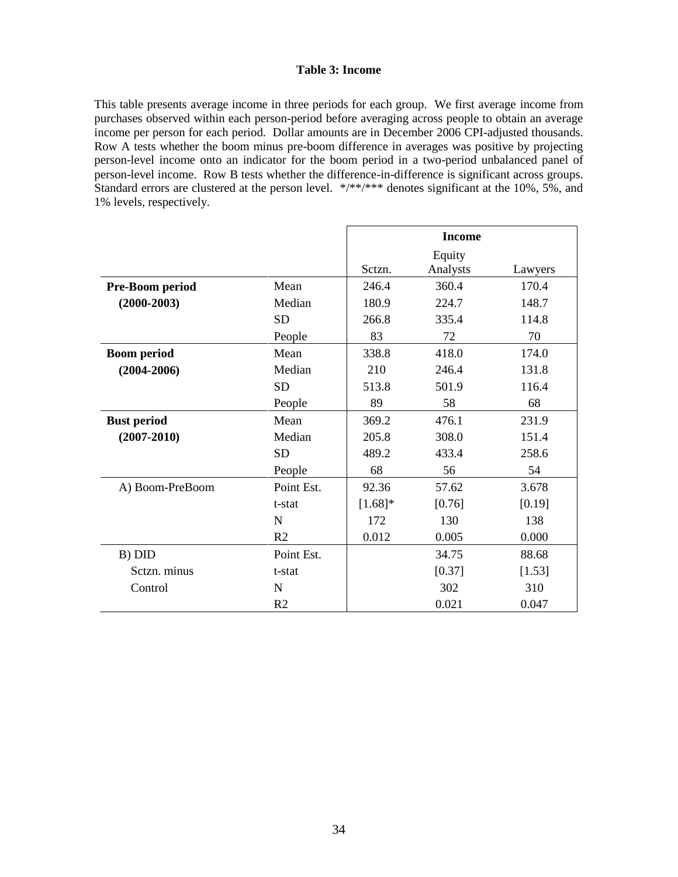**Table 3: Income**

This table presents average income in three periods for each group. We first average income from purchases observed within each person-period before averaging across people to obtain an average income per person for each period. Dollar amounts are in December 2006 CPI-adjusted thousands. Row A tests whether the boom minus pre-boom difference in averages was positive by projecting person-level income onto an indicator for the boom period in a two-period unbalanced panel of person-level income. Row B tests whether the difference-in-difference is significant across groups. Standard errors are clustered at the person level. */**/*** denotes significant at the 10%, 5%, and 1% levels, respectively.

| | | Income | | |
|---|---|---|---|---|
| | | Sctzn. | Equity Analysts | Lawyers |
| **Pre-Boom period** | Mean | 246.4 | 360.4 | 170.4 |
| **(2000-2003)** | Median | 180.9 | 224.7 | 148.7 |
| | SD | 266.8 | 335.4 | 114.8 |
| | People | 83 | 72 | 70 |
| **Boom period** | Mean | 338.8 | 418.0 | 174.0 |
| **(2004-2006)** | Median | 210 | 246.4 | 131.8 |
| | SD | 513.8 | 501.9 | 116.4 |
| | People | 89 | 58 | 68 |
| **Bust period** | Mean | 369.2 | 476.1 | 231.9 |
| **(2007-2010)** | Median | 205.8 | 308.0 | 151.4 |
| | SD | 489.2 | 433.4 | 258.6 |
| | People | 68 | 56 | 54 |
| A) Boom-PreBoom | Point Est. | 92.36 | 57.62 | 3.678 |
| | t-stat | [1.68]* | [0.76] | [0.19] |
| | N | 172 | 130 | 138 |
| | R2 | 0.012 | 0.005 | 0.000 |
| B) DID | Point Est. | | 34.75 | 88.68 |
| Sctzn. minus | t-stat | | [0.37] | [1.53] |
| Control | N | | 302 | 310 |
| | R2 | | 0.021 | 0.047 |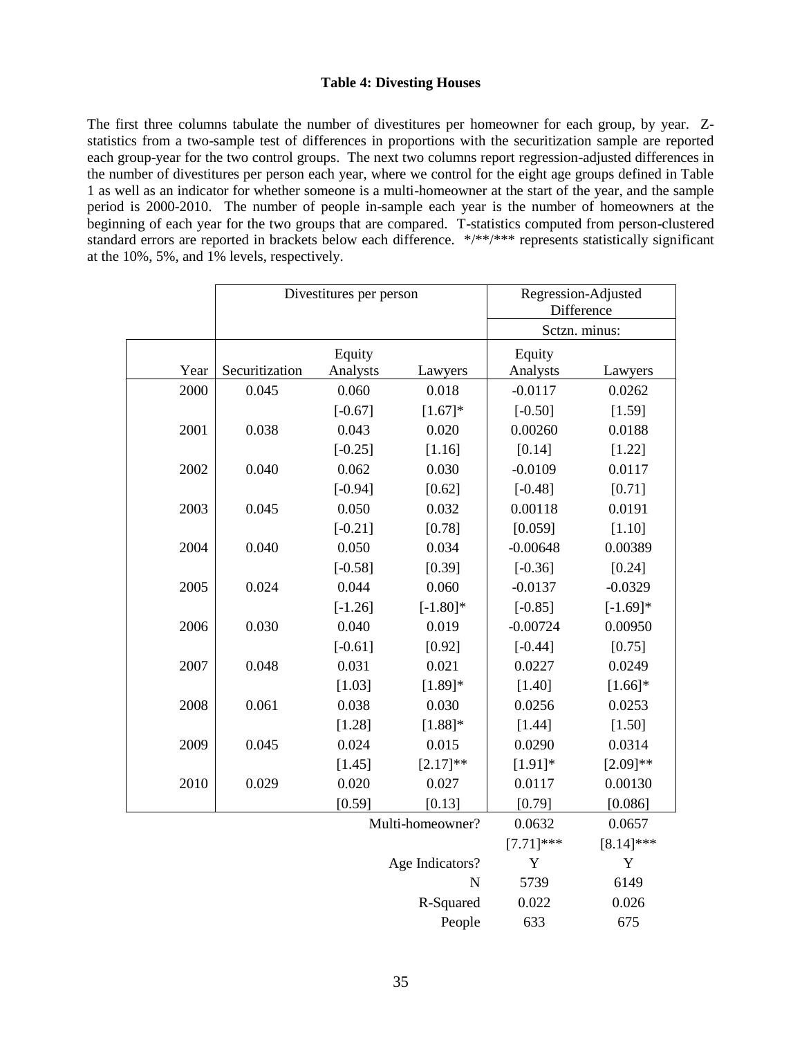**Table 4: Divesting Houses**

The first three columns tabulate the number of divestitures per homeowner for each group, by year. Z-statistics from a two-sample test of differences in proportions with the securitization sample are reported each group-year for the two control groups. The next two columns report regression-adjusted differences in the number of divestitures per person each year, where we control for the eight age groups defined in Table 1 as well as an indicator for whether someone is a multi-homeowner at the start of the year, and the sample period is 2000-2010. The number of people in-sample each year is the number of homeowners at the beginning of each year for the two groups that are compared. T-statistics computed from person-clustered standard errors are reported in brackets below each difference. */**/*** represents statistically significant at the 10%, 5%, and 1% levels, respectively.

| | Divestitures per person | | | Regression-Adjusted Difference | |
|---|---|---|---|---|---|
| | | | | Sctzn. minus: | |
| Year | Securitization | Equity Analysts | Lawyers | Equity Analysts | Lawyers |
| 2000 | 0.045 | 0.060 | 0.018 | -0.0117 | 0.0262 |
| | | [-0.67] | [1.67]* | [-0.50] | [1.59] |
| 2001 | 0.038 | 0.043 | 0.020 | 0.00260 | 0.0188 |
| | | [-0.25] | [1.16] | [0.14] | [1.22] |
| 2002 | 0.040 | 0.062 | 0.030 | -0.0109 | 0.0117 |
| | | [-0.94] | [0.62] | [-0.48] | [0.71] |
| 2003 | 0.045 | 0.050 | 0.032 | 0.00118 | 0.0191 |
| | | [-0.21] | [0.78] | [0.059] | [1.10] |
| 2004 | 0.040 | 0.050 | 0.034 | -0.00648 | 0.00389 |
| | | [-0.58] | [0.39] | [-0.36] | [0.24] |
| 2005 | 0.024 | 0.044 | 0.060 | -0.0137 | -0.0329 |
| | | [-1.26] | [-1.80]* | [-0.85] | [-1.69]* |
| 2006 | 0.030 | 0.040 | 0.019 | -0.00724 | 0.00950 |
| | | [-0.61] | [0.92] | [-0.44] | [0.75] |
| 2007 | 0.048 | 0.031 | 0.021 | 0.0227 | 0.0249 |
| | | [1.03] | [1.89]* | [1.40] | [1.66]* |
| 2008 | 0.061 | 0.038 | 0.030 | 0.0256 | 0.0253 |
| | | [1.28] | [1.88]* | [1.44] | [1.50] |
| 2009 | 0.045 | 0.024 | 0.015 | 0.0290 | 0.0314 |
| | | [1.45] | [2.17]** | [1.91]* | [2.09]** |
| 2010 | 0.029 | 0.020 | 0.027 | 0.0117 | 0.00130 |
| | | [0.59] | [0.13] | [0.79] | [0.086] |
| | | | Multi-homeowner? | 0.0632 | 0.0657 |
| | | | | [7.71]*** | [8.14]*** |
| | | | Age Indicators? | Y | Y |
| | | | N | 5739 | 6149 |
| | | | R-Squared | 0.022 | 0.026 |
| | | | People | 633 | 675 |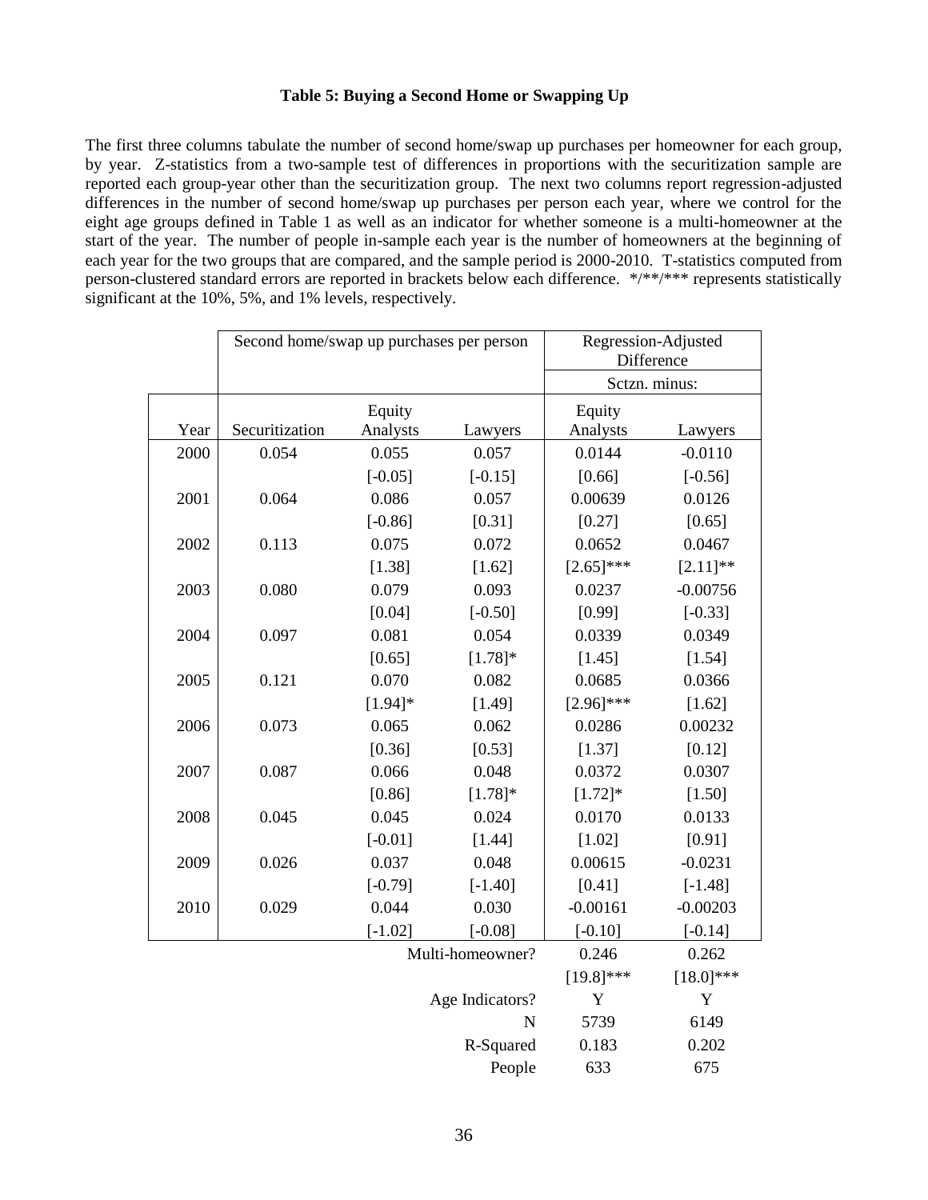**Table 5: Buying a Second Home or Swapping Up**

The first three columns tabulate the number of second home/swap up purchases per homeowner for each group, by year. Z-statistics from a two-sample test of differences in proportions with the securitization sample are reported each group-year other than the securitization group. The next two columns report regression-adjusted differences in the number of second home/swap up purchases per person each year, where we control for the eight age groups defined in Table 1 as well as an indicator for whether someone is a multi-homeowner at the start of the year. The number of people in-sample each year is the number of homeowners at the beginning of each year for the two groups that are compared, and the sample period is 2000-2010. T-statistics computed from person-clustered standard errors are reported in brackets below each difference. */**/*** represents statistically significant at the 10%, 5%, and 1% levels, respectively.

| | Second home/swap up purchases per person | | | Regression-Adjusted Difference | |
|---|---|---|---|---|---|
| | | | | Sctzn. minus: | |
| Year | Securitization | Equity Analysts | Lawyers | Equity Analysts | Lawyers |
| 2000 | 0.054 | 0.055 | 0.057 | 0.0144 | -0.0110 |
| | | [-0.05] | [-0.15] | [0.66] | [-0.56] |
| 2001 | 0.064 | 0.086 | 0.057 | 0.00639 | 0.0126 |
| | | [-0.86] | [0.31] | [0.27] | [0.65] |
| 2002 | 0.113 | 0.075 | 0.072 | 0.0652 | 0.0467 |
| | | [1.38] | [1.62] | [2.65]*** | [2.11]** |
| 2003 | 0.080 | 0.079 | 0.093 | 0.0237 | -0.00756 |
| | | [0.04] | [-0.50] | [0.99] | [-0.33] |
| 2004 | 0.097 | 0.081 | 0.054 | 0.0339 | 0.0349 |
| | | [0.65] | [1.78]* | [1.45] | [1.54] |
| 2005 | 0.121 | 0.070 | 0.082 | 0.0685 | 0.0366 |
| | | [1.94]* | [1.49] | [2.96]*** | [1.62] |
| 2006 | 0.073 | 0.065 | 0.062 | 0.0286 | 0.00232 |
| | | [0.36] | [0.53] | [1.37] | [0.12] |
| 2007 | 0.087 | 0.066 | 0.048 | 0.0372 | 0.0307 |
| | | [0.86] | [1.78]* | [1.72]* | [1.50] |
| 2008 | 0.045 | 0.045 | 0.024 | 0.0170 | 0.0133 |
| | | [-0.01] | [1.44] | [1.02] | [0.91] |
| 2009 | 0.026 | 0.037 | 0.048 | 0.00615 | -0.0231 |
| | | [-0.79] | [-1.40] | [0.41] | [-1.48] |
| 2010 | 0.029 | 0.044 | 0.030 | -0.00161 | -0.00203 |
| | | [-1.02] | [-0.08] | [-0.10] | [-0.14] |
| | | | Multi-homeowner? | 0.246 | 0.262 |
| | | | | [19.8]*** | [18.0]*** |
| | | | Age Indicators? | Y | Y |
| | | | N | 5739 | 6149 |
| | | | R-Squared | 0.183 | 0.202 |
| | | | People | 633 | 675 |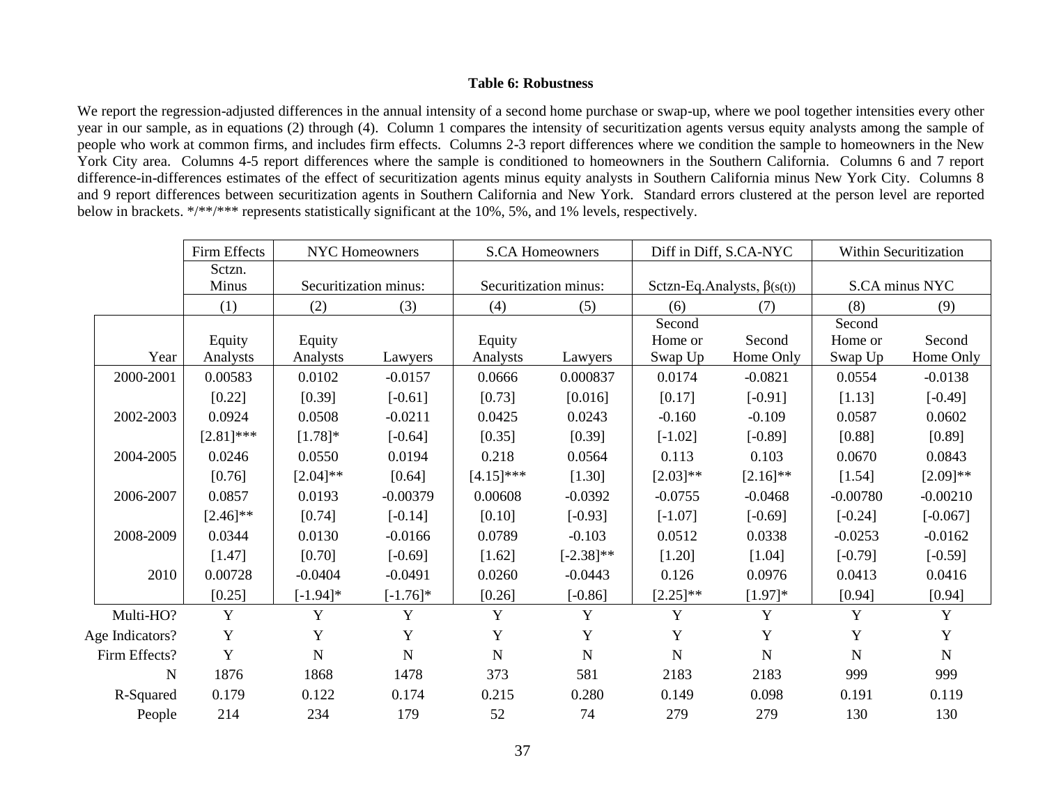**Table 6: Robustness**

We report the regression-adjusted differences in the annual intensity of a second home purchase or swap-up, where we pool together intensities every other year in our sample, as in equations (2) through (4). Column 1 compares the intensity of securitization agents versus equity analysts among the sample of people who work at common firms, and includes firm effects. Columns 2-3 report differences where we condition the sample to homeowners in the New York City area. Columns 4-5 report differences where the sample is conditioned to homeowners in the Southern California. Columns 6 and 7 report difference-in-differences estimates of the effect of securitization agents minus equity analysts in Southern California minus New York City. Columns 8 and 9 report differences between securitization agents in Southern California and New York. Standard errors clustered at the person level are reported below in brackets. */**/*** represents statistically significant at the 10%, 5%, and 1% levels, respectively.

| | Firm Effects | NYC Homeowners | | S.CA Homeowners | | Diff in Diff, S.CA-NYC | | Within Securitization | |
|---|---|---|---|---|---|---|---|---|---|
| | Sctzn. Minus | Securitization minus: | | Securitization minus: | | Sctzn-Eq.Analysts, $\beta(s(t))$ | | S.CA minus NYC | |
| | (1) | (2) | (3) | (4) | (5) | (6) | (7) | (8) | (9) |
| Year | Equity Analysts | Equity Analysts | Lawyers | Equity Analysts | Lawyers | Second Home or Swap Up | Second Home Only | Second Home or Swap Up | Second Home Only |
| 2000-2001 | 0.00583 | 0.0102 | -0.0157 | 0.0666 | 0.000837 | 0.0174 | -0.0821 | 0.0554 | -0.0138 |
| | [0.22] | [0.39] | [-0.61] | [0.73] | [0.016] | [0.17] | [-0.91] | [1.13] | [-0.49] |
| 2002-2003 | 0.0924 | 0.0508 | -0.0211 | 0.0425 | 0.0243 | -0.160 | -0.109 | 0.0587 | 0.0602 |
| | [2.81]*** | [1.78]* | [-0.64] | [0.35] | [0.39] | [-1.02] | [-0.89] | [0.88] | [0.89] |
| 2004-2005 | 0.0246 | 0.0550 | 0.0194 | 0.218 | 0.0564 | 0.113 | 0.103 | 0.0670 | 0.0843 |
| | [0.76] | [2.04]** | [0.64] | [4.15]*** | [1.30] | [2.03]** | [2.16]** | [1.54] | [2.09]** |
| 2006-2007 | 0.0857 | 0.0193 | -0.00379 | 0.00608 | -0.0392 | -0.0755 | -0.0468 | -0.00780 | -0.00210 |
| | [2.46]** | [0.74] | [-0.14] | [0.10] | [-0.93] | [-1.07] | [-0.69] | [-0.24] | [-0.067] |
| 2008-2009 | 0.0344 | 0.0130 | -0.0166 | 0.0789 | -0.103 | 0.0512 | 0.0338 | -0.0253 | -0.0162 |
| | [1.47] | [0.70] | [-0.69] | [1.62] | [-2.38]** | [1.20] | [1.04] | [-0.79] | [-0.59] |
| 2010 | 0.00728 | -0.0404 | -0.0491 | 0.0260 | -0.0443 | 0.126 | 0.0976 | 0.0413 | 0.0416 |
| | [0.25] | [-1.94]* | [-1.76]* | [0.26] | [-0.86] | [2.25]** | [1.97]* | [0.94] | [0.94] |
| Multi-HO? | Y | Y | Y | Y | Y | Y | Y | Y | Y |
| Age Indicators? | Y | Y | Y | Y | Y | Y | Y | Y | Y |
| Firm Effects? | Y | N | N | N | N | N | N | N | N |
| N | 1876 | 1868 | 1478 | 373 | 581 | 2183 | 2183 | 999 | 999 |
| R-Squared | 0.179 | 0.122 | 0.174 | 0.215 | 0.280 | 0.149 | 0.098 | 0.191 | 0.119 |
| People | 214 | 234 | 179 | 52 | 74 | 279 | 279 | 130 | 130 |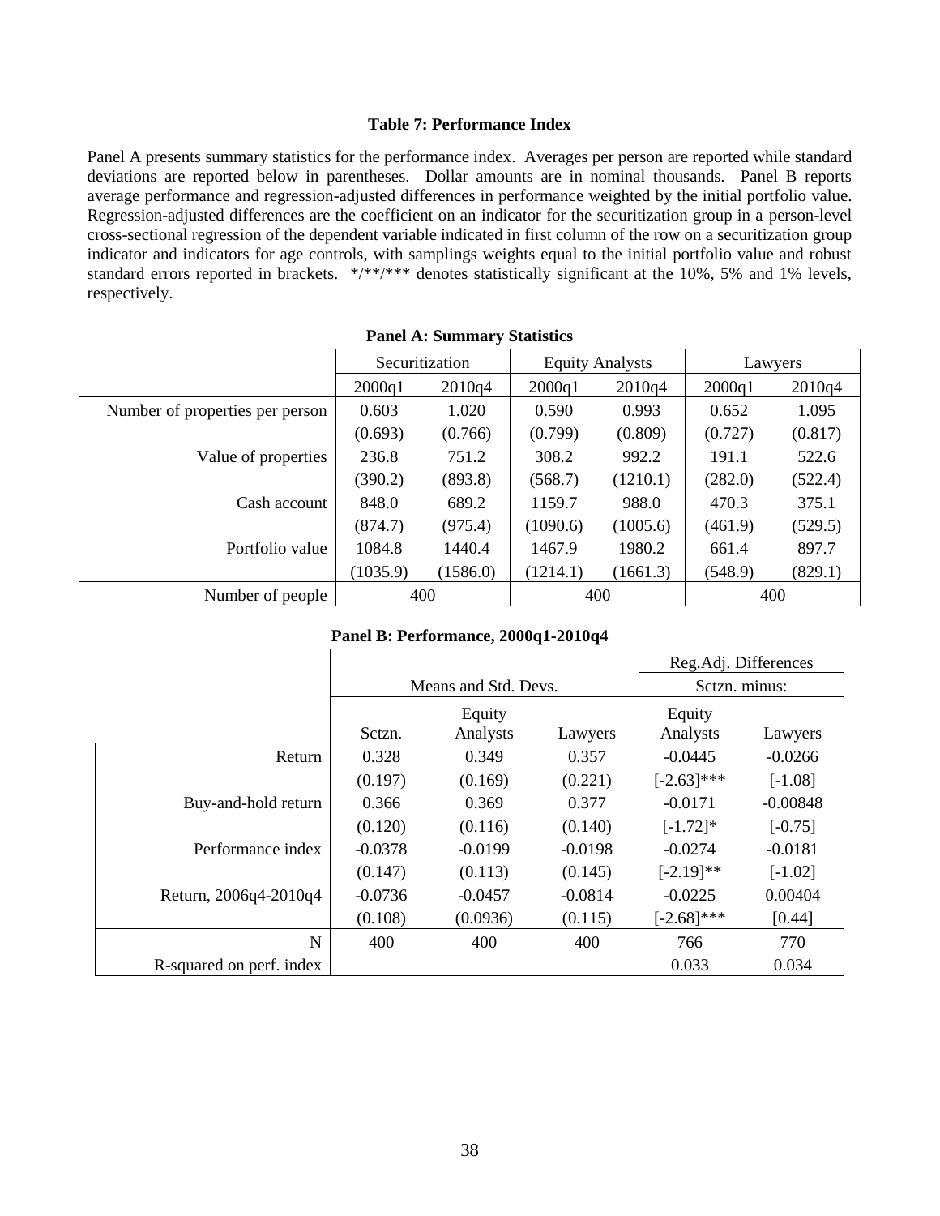**Table 7: Performance Index**

Panel A presents summary statistics for the performance index. Averages per person are reported while standard deviations are reported below in parentheses. Dollar amounts are in nominal thousands. Panel B reports average performance and regression-adjusted differences in performance weighted by the initial portfolio value. Regression-adjusted differences are the coefficient on an indicator for the securitization group in a person-level cross-sectional regression of the dependent variable indicated in first column of the row on a securitization group indicator and indicators for age controls, with samplings weights equal to the initial portfolio value and robust standard errors reported in brackets. */**/*** denotes statistically significant at the 10%, 5% and 1% levels, respectively.

**Panel A: Summary Statistics**

| | Securitization | | Equity Analysts | | Lawyers | |
|---|---|---|---|---|---|---|
| | 2000q1 | 2010q4 | 2000q1 | 2010q4 | 2000q1 | 2010q4 |
| Number of properties per person | 0.603 | 1.020 | 0.590 | 0.993 | 0.652 | 1.095 |
| | (0.693) | (0.766) | (0.799) | (0.809) | (0.727) | (0.817) |
| Value of properties | 236.8 | 751.2 | 308.2 | 992.2 | 191.1 | 522.6 |
| | (390.2) | (893.8) | (568.7) | (1210.1) | (282.0) | (522.4) |
| Cash account | 848.0 | 689.2 | 1159.7 | 988.0 | 470.3 | 375.1 |
| | (874.7) | (975.4) | (1090.6) | (1005.6) | (461.9) | (529.5) |
| Portfolio value | 1084.8 | 1440.4 | 1467.9 | 1980.2 | 661.4 | 897.7 |
| | (1035.9) | (1586.0) | (1214.1) | (1661.3) | (548.9) | (829.1) |
| Number of people | 400 | | 400 | | 400 | |

**Panel B: Performance, 2000q1-2010q4**

| | Means and Std. Devs. | | | Reg.Adj. Differences Sctzn. minus: | |
|---|---|---|---|---|---|
| | Sctzn. | Equity Analysts | Lawyers | Equity Analysts | Lawyers |
| Return | 0.328 | 0.349 | 0.357 | -0.0445 | -0.0266 |
| | (0.197) | (0.169) | (0.221) | [-2.63]*** | [-1.08] |
| Buy-and-hold return | 0.366 | 0.369 | 0.377 | -0.0171 | -0.00848 |
| | (0.120) | (0.116) | (0.140) | [-1.72]* | [-0.75] |
| Performance index | -0.0378 | -0.0199 | -0.0198 | -0.0274 | -0.0181 |
| | (0.147) | (0.113) | (0.145) | [-2.19]** | [-1.02] |
| Return, 2006q4-2010q4 | -0.0736 | -0.0457 | -0.0814 | -0.0225 | 0.00404 |
| | (0.108) | (0.0936) | (0.115) | [-2.68]*** | [0.44] |
| N | 400 | 400 | 400 | 766 | 770 |
| R-squared on perf. index | | | | 0.033 | 0.034 |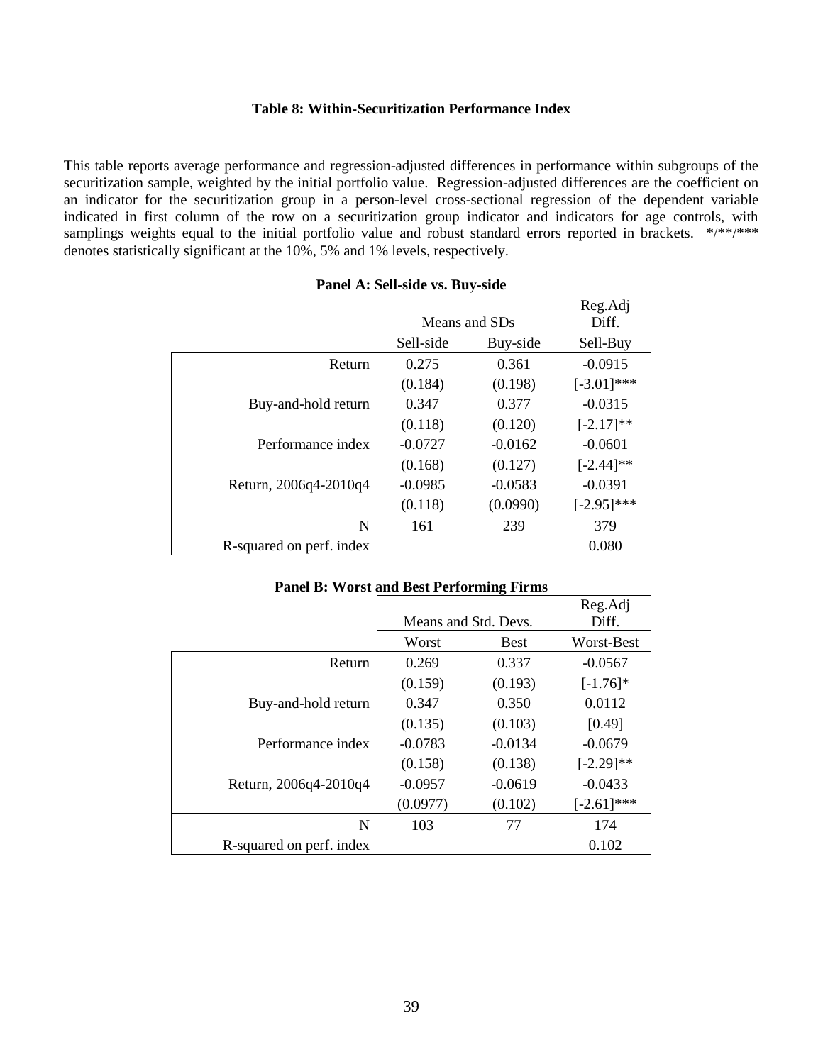### Table 8: Within-Securitization Performance Index

This table reports average performance and regression-adjusted differences in performance within subgroups of the securitization sample, weighted by the initial portfolio value. Regression-adjusted differences are the coefficient on an indicator for the securitization group in a person-level cross-sectional regression of the dependent variable indicated in first column of the row on a securitization group indicator and indicators for age controls, with samplings weights equal to the initial portfolio value and robust standard errors reported in brackets. \*/\*\*/\*\*\* denotes statistically significant at the 10%, 5% and 1% levels, respectively.

**Panel A: Sell-side vs. Buy-side**

| | Means and SDs | | Reg.Adj Diff. |
|---|---|---|---|
| | Sell-side | Buy-side | Sell-Buy |
| Return | 0.275 | 0.361 | -0.0915 |
| | (0.184) | (0.198) | [-3.01]*** |
| Buy-and-hold return | 0.347 | 0.377 | -0.0315 |
| | (0.118) | (0.120) | [-2.17]** |
| Performance index | -0.0727 | -0.0162 | -0.0601 |
| | (0.168) | (0.127) | [-2.44]** |
| Return, 2006q4-2010q4 | -0.0985 | -0.0583 | -0.0391 |
| | (0.118) | (0.0990) | [-2.95]*** |
| N | 161 | 239 | 379 |
| R-squared on perf. index | | | 0.080 |

**Panel B: Worst and Best Performing Firms**

| | Means and Std. Devs. | | Reg.Adj Diff. |
|---|---|---|---|
| | Worst | Best | Worst-Best |
| Return | 0.269 | 0.337 | -0.0567 |
| | (0.159) | (0.193) | [-1.76]* |
| Buy-and-hold return | 0.347 | 0.350 | 0.0112 |
| | (0.135) | (0.103) | [0.49] |
| Performance index | -0.0783 | -0.0134 | -0.0679 |
| | (0.158) | (0.138) | [-2.29]** |
| Return, 2006q4-2010q4 | -0.0957 | -0.0619 | -0.0433 |
| | (0.0977) | (0.102) | [-2.61]*** |
| N | 103 | 77 | 174 |
| R-squared on perf. index | | | 0.102 |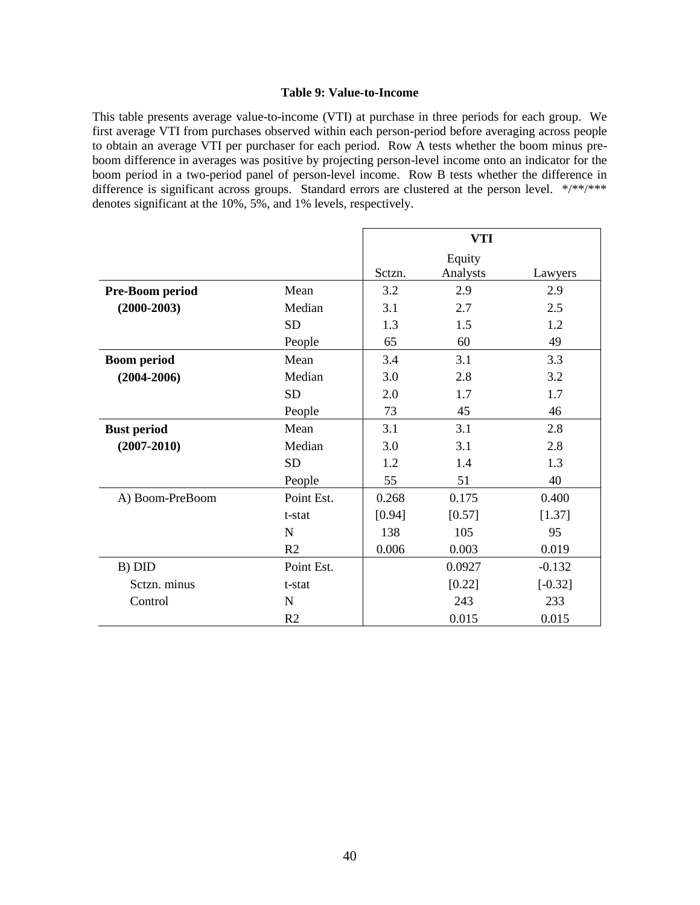**Table 9: Value-to-Income**

This table presents average value-to-income (VTI) at purchase in three periods for each group. We first average VTI from purchases observed within each person-period before averaging across people to obtain an average VTI per purchaser for each period. Row A tests whether the boom minus pre-boom difference in averages was positive by projecting person-level income onto an indicator for the boom period in a two-period panel of person-level income. Row B tests whether the difference in difference is significant across groups. Standard errors are clustered at the person level. */**/*** denotes significant at the 10%, 5%, and 1% levels, respectively.

| | | **VTI** | | |
|---|---|---|---|---|
| | | Sctzn. | Equity Analysts | Lawyers |
| **Pre-Boom period** | Mean | 3.2 | 2.9 | 2.9 |
| **(2000-2003)** | Median | 3.1 | 2.7 | 2.5 |
| | SD | 1.3 | 1.5 | 1.2 |
| | People | 65 | 60 | 49 |
| **Boom period** | Mean | 3.4 | 3.1 | 3.3 |
| **(2004-2006)** | Median | 3.0 | 2.8 | 3.2 |
| | SD | 2.0 | 1.7 | 1.7 |
| | People | 73 | 45 | 46 |
| **Bust period** | Mean | 3.1 | 3.1 | 2.8 |
| **(2007-2010)** | Median | 3.0 | 3.1 | 2.8 |
| | SD | 1.2 | 1.4 | 1.3 |
| | People | 55 | 51 | 40 |
| A) Boom-PreBoom | Point Est. | 0.268 | 0.175 | 0.400 |
| | t-stat | [0.94] | [0.57] | [1.37] |
| | N | 138 | 105 | 95 |
| | R2 | 0.006 | 0.003 | 0.019 |
| B) DID | Point Est. | | 0.0927 | -0.132 |
| Sctzn. minus | t-stat | | [0.22] | [-0.32] |
| Control | N | | 243 | 233 |
| | R2 | | 0.015 | 0.015 |